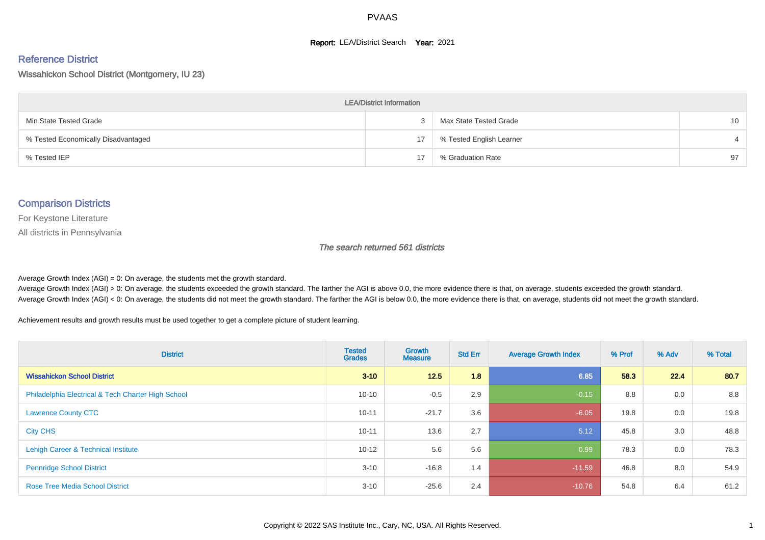PVAAS

**Report:** LEA/District Search **Year:** 2021

## Reference District

Wissahickon School District (Montgomery, IU 23)

| LEA/District Information | | | |
|---|---|---|---|
| Min State Tested Grade | 3 | Max State Tested Grade | 10 |
| % Tested Economically Disadvantaged | 17 | % Tested English Learner | 4 |
| % Tested IEP | 17 | % Graduation Rate | 97 |

## Comparison Districts

For Keystone Literature

All districts in Pennsylvania

*The search returned 561 districts*

Average Growth Index (AGI) = 0: On average, the students met the growth standard.
Average Growth Index (AGI) > 0: On average, the students exceeded the growth standard. The farther the AGI is above 0.0, the more evidence there is that, on average, students exceeded the growth standard.
Average Growth Index (AGI) < 0: On average, the students did not meet the growth standard. The farther the AGI is below 0.0, the more evidence there is that, on average, students did not meet the growth standard.

Achievement results and growth results must be used together to get a complete picture of student learning.

| District | Tested Grades | Growth Measure | Std Err | Average Growth Index | % Prof | % Adv | % Total |
|---|---|---|---|---|---|---|---|
| **Wissahickon School District** | **3-10** | **12.5** | **1.8** | **6.85** | **58.3** | **22.4** | **80.7** |
| Philadelphia Electrical & Tech Charter High School | 10-10 | -0.5 | 2.9 | -0.15 | 8.8 | 0.0 | 8.8 |
| Lawrence County CTC | 10-11 | -21.7 | 3.6 | -6.05 | 19.8 | 0.0 | 19.8 |
| City CHS | 10-11 | 13.6 | 2.7 | 5.12 | 45.8 | 3.0 | 48.8 |
| Lehigh Career & Technical Institute | 10-12 | 5.6 | 5.6 | 0.99 | 78.3 | 0.0 | 78.3 |
| Pennridge School District | 3-10 | -16.8 | 1.4 | -11.59 | 46.8 | 8.0 | 54.9 |
| Rose Tree Media School District | 3-10 | -25.6 | 2.4 | -10.76 | 54.8 | 6.4 | 61.2 |

Copyright © 2022 SAS Institute Inc., Cary, NC, USA. All Rights Reserved.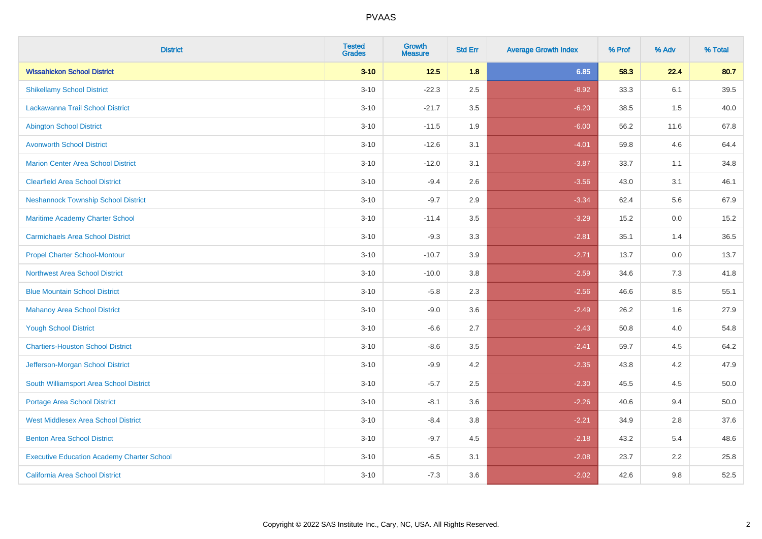# PVAAS

| District | Tested Grades | Growth Measure | Std Err | Average Growth Index | % Prof | % Adv | % Total |
|---|---|---|---|---|---|---|---|
| **Wissahickon School District** | **3-10** | **12.5** | **1.8** | **6.85** | **58.3** | **22.4** | **80.7** |
| Shikellamy School District | 3-10 | -22.3 | 2.5 | -8.92 | 33.3 | 6.1 | 39.5 |
| Lackawanna Trail School District | 3-10 | -21.7 | 3.5 | -6.20 | 38.5 | 1.5 | 40.0 |
| Abington School District | 3-10 | -11.5 | 1.9 | -6.00 | 56.2 | 11.6 | 67.8 |
| Avonworth School District | 3-10 | -12.6 | 3.1 | -4.01 | 59.8 | 4.6 | 64.4 |
| Marion Center Area School District | 3-10 | -12.0 | 3.1 | -3.87 | 33.7 | 1.1 | 34.8 |
| Clearfield Area School District | 3-10 | -9.4 | 2.6 | -3.56 | 43.0 | 3.1 | 46.1 |
| Neshannock Township School District | 3-10 | -9.7 | 2.9 | -3.34 | 62.4 | 5.6 | 67.9 |
| Maritime Academy Charter School | 3-10 | -11.4 | 3.5 | -3.29 | 15.2 | 0.0 | 15.2 |
| Carmichaels Area School District | 3-10 | -9.3 | 3.3 | -2.81 | 35.1 | 1.4 | 36.5 |
| Propel Charter School-Montour | 3-10 | -10.7 | 3.9 | -2.71 | 13.7 | 0.0 | 13.7 |
| Northwest Area School District | 3-10 | -10.0 | 3.8 | -2.59 | 34.6 | 7.3 | 41.8 |
| Blue Mountain School District | 3-10 | -5.8 | 2.3 | -2.56 | 46.6 | 8.5 | 55.1 |
| Mahanoy Area School District | 3-10 | -9.0 | 3.6 | -2.49 | 26.2 | 1.6 | 27.9 |
| Yough School District | 3-10 | -6.6 | 2.7 | -2.43 | 50.8 | 4.0 | 54.8 |
| Chartiers-Houston School District | 3-10 | -8.6 | 3.5 | -2.41 | 59.7 | 4.5 | 64.2 |
| Jefferson-Morgan School District | 3-10 | -9.9 | 4.2 | -2.35 | 43.8 | 4.2 | 47.9 |
| South Williamsport Area School District | 3-10 | -5.7 | 2.5 | -2.30 | 45.5 | 4.5 | 50.0 |
| Portage Area School District | 3-10 | -8.1 | 3.6 | -2.26 | 40.6 | 9.4 | 50.0 |
| West Middlesex Area School District | 3-10 | -8.4 | 3.8 | -2.21 | 34.9 | 2.8 | 37.6 |
| Benton Area School District | 3-10 | -9.7 | 4.5 | -2.18 | 43.2 | 5.4 | 48.6 |
| Executive Education Academy Charter School | 3-10 | -6.5 | 3.1 | -2.08 | 23.7 | 2.2 | 25.8 |
| California Area School District | 3-10 | -7.3 | 3.6 | -2.02 | 42.6 | 9.8 | 52.5 |

Copyright © 2022 SAS Institute Inc., Cary, NC, USA. All Rights Reserved.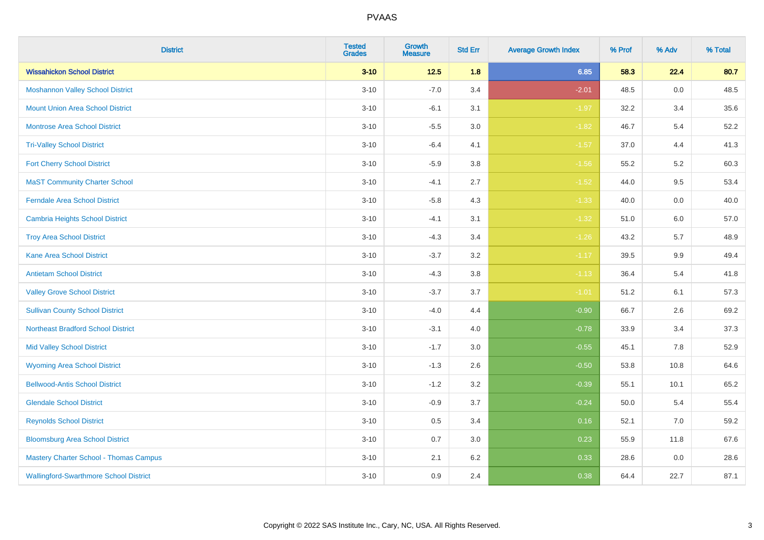# PVAAS

| District | Tested Grades | Growth Measure | Std Err | Average Growth Index | % Prof | % Adv | % Total |
|---|---|---|---|---|---|---|---|
| **Wissahickon School District** | **3-10** | **12.5** | **1.8** | **6.85** | **58.3** | **22.4** | **80.7** |
| Moshannon Valley School District | 3-10 | -7.0 | 3.4 | -2.01 | 48.5 | 0.0 | 48.5 |
| Mount Union Area School District | 3-10 | -6.1 | 3.1 | -1.97 | 32.2 | 3.4 | 35.6 |
| Montrose Area School District | 3-10 | -5.5 | 3.0 | -1.82 | 46.7 | 5.4 | 52.2 |
| Tri-Valley School District | 3-10 | -6.4 | 4.1 | -1.57 | 37.0 | 4.4 | 41.3 |
| Fort Cherry School District | 3-10 | -5.9 | 3.8 | -1.56 | 55.2 | 5.2 | 60.3 |
| MaST Community Charter School | 3-10 | -4.1 | 2.7 | -1.52 | 44.0 | 9.5 | 53.4 |
| Ferndale Area School District | 3-10 | -5.8 | 4.3 | -1.33 | 40.0 | 0.0 | 40.0 |
| Cambria Heights School District | 3-10 | -4.1 | 3.1 | -1.32 | 51.0 | 6.0 | 57.0 |
| Troy Area School District | 3-10 | -4.3 | 3.4 | -1.26 | 43.2 | 5.7 | 48.9 |
| Kane Area School District | 3-10 | -3.7 | 3.2 | -1.17 | 39.5 | 9.9 | 49.4 |
| Antietam School District | 3-10 | -4.3 | 3.8 | -1.13 | 36.4 | 5.4 | 41.8 |
| Valley Grove School District | 3-10 | -3.7 | 3.7 | -1.01 | 51.2 | 6.1 | 57.3 |
| Sullivan County School District | 3-10 | -4.0 | 4.4 | -0.90 | 66.7 | 2.6 | 69.2 |
| Northeast Bradford School District | 3-10 | -3.1 | 4.0 | -0.78 | 33.9 | 3.4 | 37.3 |
| Mid Valley School District | 3-10 | -1.7 | 3.0 | -0.55 | 45.1 | 7.8 | 52.9 |
| Wyoming Area School District | 3-10 | -1.3 | 2.6 | -0.50 | 53.8 | 10.8 | 64.6 |
| Bellwood-Antis School District | 3-10 | -1.2 | 3.2 | -0.39 | 55.1 | 10.1 | 65.2 |
| Glendale School District | 3-10 | -0.9 | 3.7 | -0.24 | 50.0 | 5.4 | 55.4 |
| Reynolds School District | 3-10 | 0.5 | 3.4 | 0.16 | 52.1 | 7.0 | 59.2 |
| Bloomsburg Area School District | 3-10 | 0.7 | 3.0 | 0.23 | 55.9 | 11.8 | 67.6 |
| Mastery Charter School - Thomas Campus | 3-10 | 2.1 | 6.2 | 0.33 | 28.6 | 0.0 | 28.6 |
| Wallingford-Swarthmore School District | 3-10 | 0.9 | 2.4 | 0.38 | 64.4 | 22.7 | 87.1 |

Copyright © 2022 SAS Institute Inc., Cary, NC, USA. All Rights Reserved.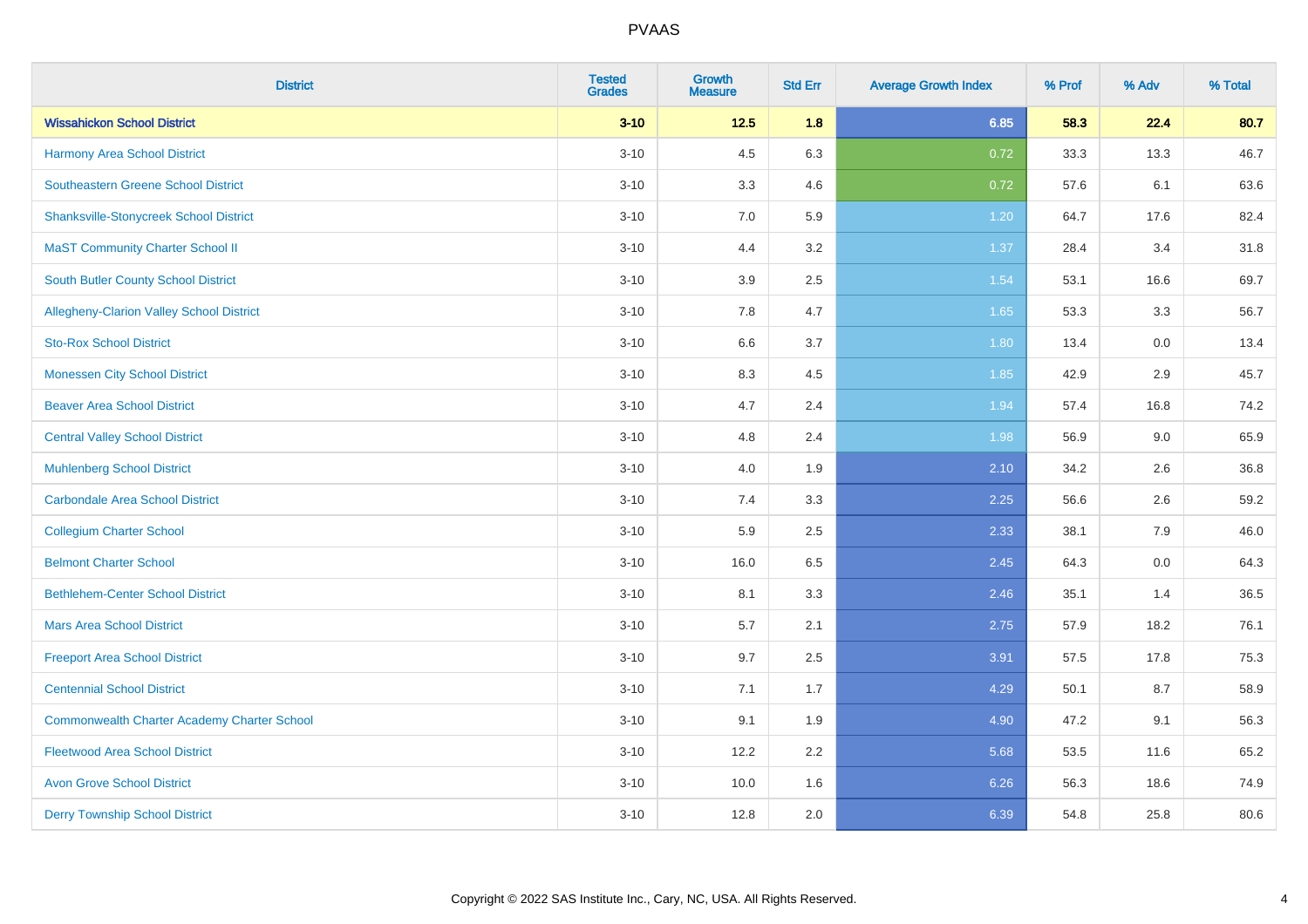# PVAAS

| District | Tested Grades | Growth Measure | Std Err | Average Growth Index | % Prof | % Adv | % Total |
|---|---|---|---|---|---|---|---|
| **Wissahickon School District** | **3-10** | **12.5** | **1.8** | **6.85** | **58.3** | **22.4** | **80.7** |
| Harmony Area School District | 3-10 | 4.5 | 6.3 | 0.72 | 33.3 | 13.3 | 46.7 |
| Southeastern Greene School District | 3-10 | 3.3 | 4.6 | 0.72 | 57.6 | 6.1 | 63.6 |
| Shanksville-Stonycreek School District | 3-10 | 7.0 | 5.9 | 1.20 | 64.7 | 17.6 | 82.4 |
| MaST Community Charter School II | 3-10 | 4.4 | 3.2 | 1.37 | 28.4 | 3.4 | 31.8 |
| South Butler County School District | 3-10 | 3.9 | 2.5 | 1.54 | 53.1 | 16.6 | 69.7 |
| Allegheny-Clarion Valley School District | 3-10 | 7.8 | 4.7 | 1.65 | 53.3 | 3.3 | 56.7 |
| Sto-Rox School District | 3-10 | 6.6 | 3.7 | 1.80 | 13.4 | 0.0 | 13.4 |
| Monessen City School District | 3-10 | 8.3 | 4.5 | 1.85 | 42.9 | 2.9 | 45.7 |
| Beaver Area School District | 3-10 | 4.7 | 2.4 | 1.94 | 57.4 | 16.8 | 74.2 |
| Central Valley School District | 3-10 | 4.8 | 2.4 | 1.98 | 56.9 | 9.0 | 65.9 |
| Muhlenberg School District | 3-10 | 4.0 | 1.9 | 2.10 | 34.2 | 2.6 | 36.8 |
| Carbondale Area School District | 3-10 | 7.4 | 3.3 | 2.25 | 56.6 | 2.6 | 59.2 |
| Collegium Charter School | 3-10 | 5.9 | 2.5 | 2.33 | 38.1 | 7.9 | 46.0 |
| Belmont Charter School | 3-10 | 16.0 | 6.5 | 2.45 | 64.3 | 0.0 | 64.3 |
| Bethlehem-Center School District | 3-10 | 8.1 | 3.3 | 2.46 | 35.1 | 1.4 | 36.5 |
| Mars Area School District | 3-10 | 5.7 | 2.1 | 2.75 | 57.9 | 18.2 | 76.1 |
| Freeport Area School District | 3-10 | 9.7 | 2.5 | 3.91 | 57.5 | 17.8 | 75.3 |
| Centennial School District | 3-10 | 7.1 | 1.7 | 4.29 | 50.1 | 8.7 | 58.9 |
| Commonwealth Charter Academy Charter School | 3-10 | 9.1 | 1.9 | 4.90 | 47.2 | 9.1 | 56.3 |
| Fleetwood Area School District | 3-10 | 12.2 | 2.2 | 5.68 | 53.5 | 11.6 | 65.2 |
| Avon Grove School District | 3-10 | 10.0 | 1.6 | 6.26 | 56.3 | 18.6 | 74.9 |
| Derry Township School District | 3-10 | 12.8 | 2.0 | 6.39 | 54.8 | 25.8 | 80.6 |

Copyright © 2022 SAS Institute Inc., Cary, NC, USA. All Rights Reserved.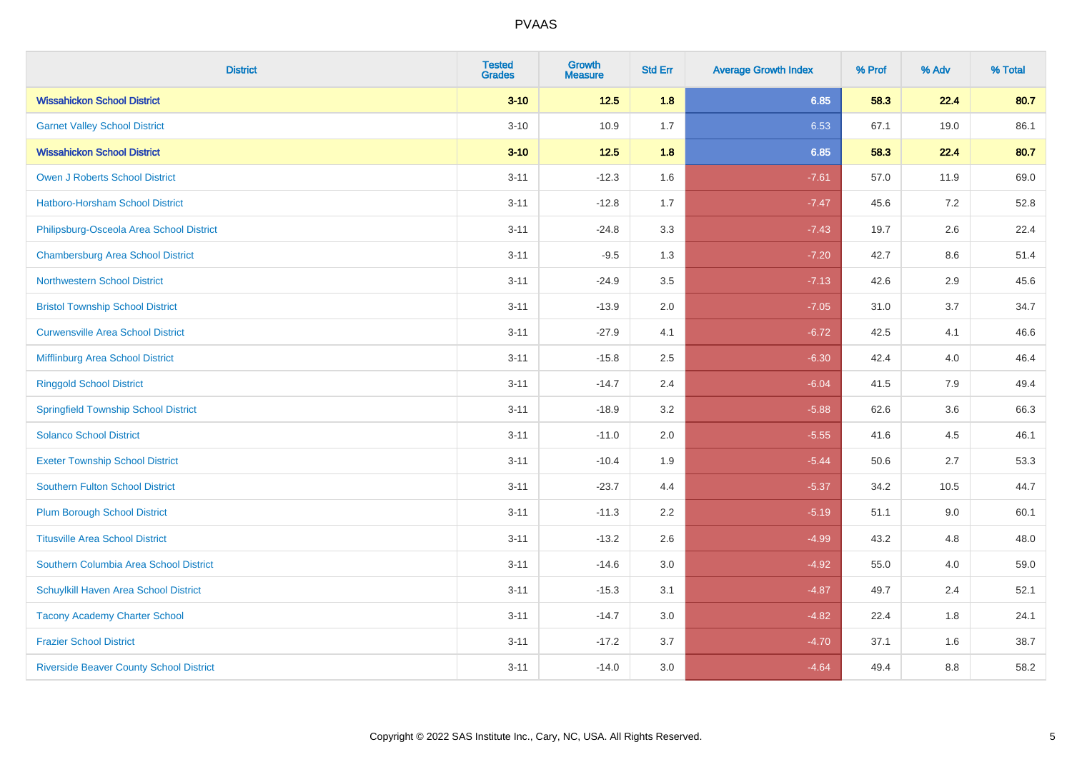| District | Tested Grades | Growth Measure | Std Err | Average Growth Index | % Prof | % Adv | % Total |
|---|---|---|---|---|---|---|---|
| **Wissahickon School District** | **3-10** | **12.5** | **1.8** | **6.85** | **58.3** | **22.4** | **80.7** |
| Garnet Valley School District | 3-10 | 10.9 | 1.7 | 6.53 | 67.1 | 19.0 | 86.1 |
| **Wissahickon School District** | **3-10** | **12.5** | **1.8** | **6.85** | **58.3** | **22.4** | **80.7** |
| Owen J Roberts School District | 3-11 | -12.3 | 1.6 | -7.61 | 57.0 | 11.9 | 69.0 |
| Hatboro-Horsham School District | 3-11 | -12.8 | 1.7 | -7.47 | 45.6 | 7.2 | 52.8 |
| Philipsburg-Osceola Area School District | 3-11 | -24.8 | 3.3 | -7.43 | 19.7 | 2.6 | 22.4 |
| Chambersburg Area School District | 3-11 | -9.5 | 1.3 | -7.20 | 42.7 | 8.6 | 51.4 |
| Northwestern School District | 3-11 | -24.9 | 3.5 | -7.13 | 42.6 | 2.9 | 45.6 |
| Bristol Township School District | 3-11 | -13.9 | 2.0 | -7.05 | 31.0 | 3.7 | 34.7 |
| Curwensville Area School District | 3-11 | -27.9 | 4.1 | -6.72 | 42.5 | 4.1 | 46.6 |
| Mifflinburg Area School District | 3-11 | -15.8 | 2.5 | -6.30 | 42.4 | 4.0 | 46.4 |
| Ringgold School District | 3-11 | -14.7 | 2.4 | -6.04 | 41.5 | 7.9 | 49.4 |
| Springfield Township School District | 3-11 | -18.9 | 3.2 | -5.88 | 62.6 | 3.6 | 66.3 |
| Solanco School District | 3-11 | -11.0 | 2.0 | -5.55 | 41.6 | 4.5 | 46.1 |
| Exeter Township School District | 3-11 | -10.4 | 1.9 | -5.44 | 50.6 | 2.7 | 53.3 |
| Southern Fulton School District | 3-11 | -23.7 | 4.4 | -5.37 | 34.2 | 10.5 | 44.7 |
| Plum Borough School District | 3-11 | -11.3 | 2.2 | -5.19 | 51.1 | 9.0 | 60.1 |
| Titusville Area School District | 3-11 | -13.2 | 2.6 | -4.99 | 43.2 | 4.8 | 48.0 |
| Southern Columbia Area School District | 3-11 | -14.6 | 3.0 | -4.92 | 55.0 | 4.0 | 59.0 |
| Schuylkill Haven Area School District | 3-11 | -15.3 | 3.1 | -4.87 | 49.7 | 2.4 | 52.1 |
| Tacony Academy Charter School | 3-11 | -14.7 | 3.0 | -4.82 | 22.4 | 1.8 | 24.1 |
| Frazier School District | 3-11 | -17.2 | 3.7 | -4.70 | 37.1 | 1.6 | 38.7 |
| Riverside Beaver County School District | 3-11 | -14.0 | 3.0 | -4.64 | 49.4 | 8.8 | 58.2 |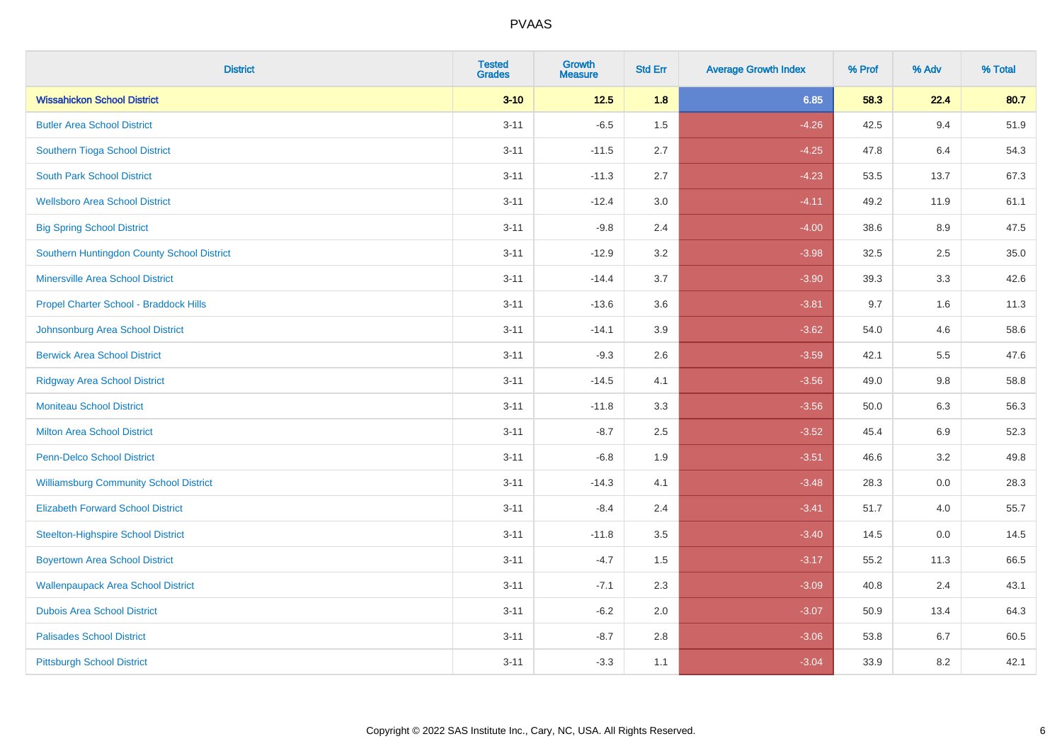| District | Tested Grades | Growth Measure | Std Err | Average Growth Index | % Prof | % Adv | % Total |
|---|---|---|---|---|---|---|---|
| **Wissahickon School District** | **3-10** | **12.5** | **1.8** | **6.85** | **58.3** | **22.4** | **80.7** |
| Butler Area School District | 3-11 | -6.5 | 1.5 | -4.26 | 42.5 | 9.4 | 51.9 |
| Southern Tioga School District | 3-11 | -11.5 | 2.7 | -4.25 | 47.8 | 6.4 | 54.3 |
| South Park School District | 3-11 | -11.3 | 2.7 | -4.23 | 53.5 | 13.7 | 67.3 |
| Wellsboro Area School District | 3-11 | -12.4 | 3.0 | -4.11 | 49.2 | 11.9 | 61.1 |
| Big Spring School District | 3-11 | -9.8 | 2.4 | -4.00 | 38.6 | 8.9 | 47.5 |
| Southern Huntingdon County School District | 3-11 | -12.9 | 3.2 | -3.98 | 32.5 | 2.5 | 35.0 |
| Minersville Area School District | 3-11 | -14.4 | 3.7 | -3.90 | 39.3 | 3.3 | 42.6 |
| Propel Charter School - Braddock Hills | 3-11 | -13.6 | 3.6 | -3.81 | 9.7 | 1.6 | 11.3 |
| Johnsonburg Area School District | 3-11 | -14.1 | 3.9 | -3.62 | 54.0 | 4.6 | 58.6 |
| Berwick Area School District | 3-11 | -9.3 | 2.6 | -3.59 | 42.1 | 5.5 | 47.6 |
| Ridgway Area School District | 3-11 | -14.5 | 4.1 | -3.56 | 49.0 | 9.8 | 58.8 |
| Moniteau School District | 3-11 | -11.8 | 3.3 | -3.56 | 50.0 | 6.3 | 56.3 |
| Milton Area School District | 3-11 | -8.7 | 2.5 | -3.52 | 45.4 | 6.9 | 52.3 |
| Penn-Delco School District | 3-11 | -6.8 | 1.9 | -3.51 | 46.6 | 3.2 | 49.8 |
| Williamsburg Community School District | 3-11 | -14.3 | 4.1 | -3.48 | 28.3 | 0.0 | 28.3 |
| Elizabeth Forward School District | 3-11 | -8.4 | 2.4 | -3.41 | 51.7 | 4.0 | 55.7 |
| Steelton-Highspire School District | 3-11 | -11.8 | 3.5 | -3.40 | 14.5 | 0.0 | 14.5 |
| Boyertown Area School District | 3-11 | -4.7 | 1.5 | -3.17 | 55.2 | 11.3 | 66.5 |
| Wallenpaupack Area School District | 3-11 | -7.1 | 2.3 | -3.09 | 40.8 | 2.4 | 43.1 |
| Dubois Area School District | 3-11 | -6.2 | 2.0 | -3.07 | 50.9 | 13.4 | 64.3 |
| Palisades School District | 3-11 | -8.7 | 2.8 | -3.06 | 53.8 | 6.7 | 60.5 |
| Pittsburgh School District | 3-11 | -3.3 | 1.1 | -3.04 | 33.9 | 8.2 | 42.1 |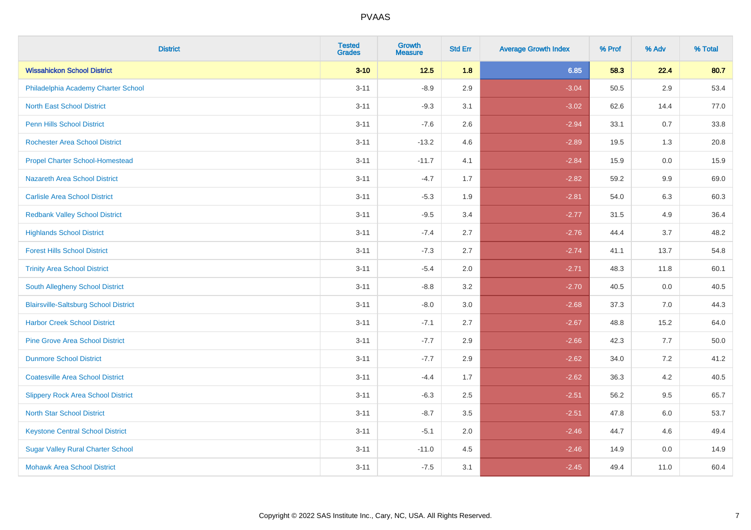# PVAAS

| District | Tested Grades | Growth Measure | Std Err | Average Growth Index | % Prof | % Adv | % Total |
|---|---|---|---|---|---|---|---|
| **Wissahickon School District** | **3-10** | **12.5** | **1.8** | **6.85** | **58.3** | **22.4** | **80.7** |
| Philadelphia Academy Charter School | 3-11 | -8.9 | 2.9 | -3.04 | 50.5 | 2.9 | 53.4 |
| North East School District | 3-11 | -9.3 | 3.1 | -3.02 | 62.6 | 14.4 | 77.0 |
| Penn Hills School District | 3-11 | -7.6 | 2.6 | -2.94 | 33.1 | 0.7 | 33.8 |
| Rochester Area School District | 3-11 | -13.2 | 4.6 | -2.89 | 19.5 | 1.3 | 20.8 |
| Propel Charter School-Homestead | 3-11 | -11.7 | 4.1 | -2.84 | 15.9 | 0.0 | 15.9 |
| Nazareth Area School District | 3-11 | -4.7 | 1.7 | -2.82 | 59.2 | 9.9 | 69.0 |
| Carlisle Area School District | 3-11 | -5.3 | 1.9 | -2.81 | 54.0 | 6.3 | 60.3 |
| Redbank Valley School District | 3-11 | -9.5 | 3.4 | -2.77 | 31.5 | 4.9 | 36.4 |
| Highlands School District | 3-11 | -7.4 | 2.7 | -2.76 | 44.4 | 3.7 | 48.2 |
| Forest Hills School District | 3-11 | -7.3 | 2.7 | -2.74 | 41.1 | 13.7 | 54.8 |
| Trinity Area School District | 3-11 | -5.4 | 2.0 | -2.71 | 48.3 | 11.8 | 60.1 |
| South Allegheny School District | 3-11 | -8.8 | 3.2 | -2.70 | 40.5 | 0.0 | 40.5 |
| Blairsville-Saltsburg School District | 3-11 | -8.0 | 3.0 | -2.68 | 37.3 | 7.0 | 44.3 |
| Harbor Creek School District | 3-11 | -7.1 | 2.7 | -2.67 | 48.8 | 15.2 | 64.0 |
| Pine Grove Area School District | 3-11 | -7.7 | 2.9 | -2.66 | 42.3 | 7.7 | 50.0 |
| Dunmore School District | 3-11 | -7.7 | 2.9 | -2.62 | 34.0 | 7.2 | 41.2 |
| Coatesville Area School District | 3-11 | -4.4 | 1.7 | -2.62 | 36.3 | 4.2 | 40.5 |
| Slippery Rock Area School District | 3-11 | -6.3 | 2.5 | -2.51 | 56.2 | 9.5 | 65.7 |
| North Star School District | 3-11 | -8.7 | 3.5 | -2.51 | 47.8 | 6.0 | 53.7 |
| Keystone Central School District | 3-11 | -5.1 | 2.0 | -2.46 | 44.7 | 4.6 | 49.4 |
| Sugar Valley Rural Charter School | 3-11 | -11.0 | 4.5 | -2.46 | 14.9 | 0.0 | 14.9 |
| Mohawk Area School District | 3-11 | -7.5 | 3.1 | -2.45 | 49.4 | 11.0 | 60.4 |

Copyright © 2022 SAS Institute Inc., Cary, NC, USA. All Rights Reserved.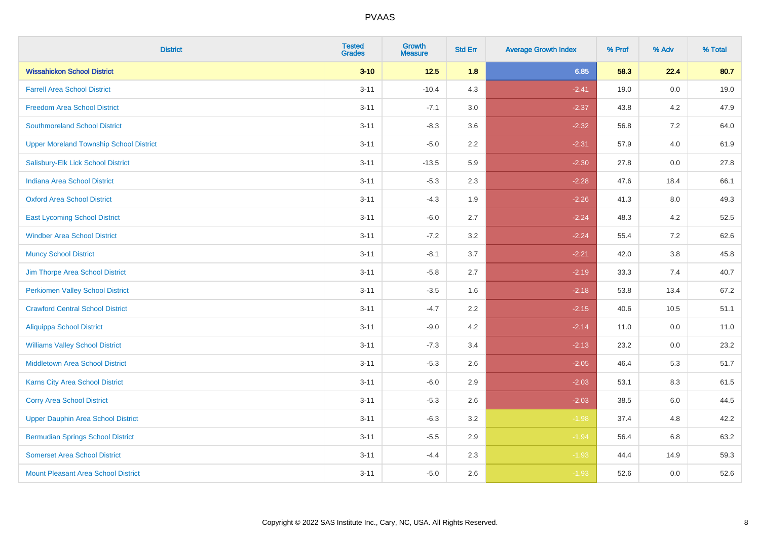| District | Tested Grades | Growth Measure | Std Err | Average Growth Index | % Prof | % Adv | % Total |
|---|---|---|---|---|---|---|---|
| **Wissahickon School District** | **3-10** | **12.5** | **1.8** | **6.85** | **58.3** | **22.4** | **80.7** |
| Farrell Area School District | 3-11 | -10.4 | 4.3 | -2.41 | 19.0 | 0.0 | 19.0 |
| Freedom Area School District | 3-11 | -7.1 | 3.0 | -2.37 | 43.8 | 4.2 | 47.9 |
| Southmoreland School District | 3-11 | -8.3 | 3.6 | -2.32 | 56.8 | 7.2 | 64.0 |
| Upper Moreland Township School District | 3-11 | -5.0 | 2.2 | -2.31 | 57.9 | 4.0 | 61.9 |
| Salisbury-Elk Lick School District | 3-11 | -13.5 | 5.9 | -2.30 | 27.8 | 0.0 | 27.8 |
| Indiana Area School District | 3-11 | -5.3 | 2.3 | -2.28 | 47.6 | 18.4 | 66.1 |
| Oxford Area School District | 3-11 | -4.3 | 1.9 | -2.26 | 41.3 | 8.0 | 49.3 |
| East Lycoming School District | 3-11 | -6.0 | 2.7 | -2.24 | 48.3 | 4.2 | 52.5 |
| Windber Area School District | 3-11 | -7.2 | 3.2 | -2.24 | 55.4 | 7.2 | 62.6 |
| Muncy School District | 3-11 | -8.1 | 3.7 | -2.21 | 42.0 | 3.8 | 45.8 |
| Jim Thorpe Area School District | 3-11 | -5.8 | 2.7 | -2.19 | 33.3 | 7.4 | 40.7 |
| Perkiomen Valley School District | 3-11 | -3.5 | 1.6 | -2.18 | 53.8 | 13.4 | 67.2 |
| Crawford Central School District | 3-11 | -4.7 | 2.2 | -2.15 | 40.6 | 10.5 | 51.1 |
| Aliquippa School District | 3-11 | -9.0 | 4.2 | -2.14 | 11.0 | 0.0 | 11.0 |
| Williams Valley School District | 3-11 | -7.3 | 3.4 | -2.13 | 23.2 | 0.0 | 23.2 |
| Middletown Area School District | 3-11 | -5.3 | 2.6 | -2.05 | 46.4 | 5.3 | 51.7 |
| Karns City Area School District | 3-11 | -6.0 | 2.9 | -2.03 | 53.1 | 8.3 | 61.5 |
| Corry Area School District | 3-11 | -5.3 | 2.6 | -2.03 | 38.5 | 6.0 | 44.5 |
| Upper Dauphin Area School District | 3-11 | -6.3 | 3.2 | -1.98 | 37.4 | 4.8 | 42.2 |
| Bermudian Springs School District | 3-11 | -5.5 | 2.9 | -1.94 | 56.4 | 6.8 | 63.2 |
| Somerset Area School District | 3-11 | -4.4 | 2.3 | -1.93 | 44.4 | 14.9 | 59.3 |
| Mount Pleasant Area School District | 3-11 | -5.0 | 2.6 | -1.93 | 52.6 | 0.0 | 52.6 |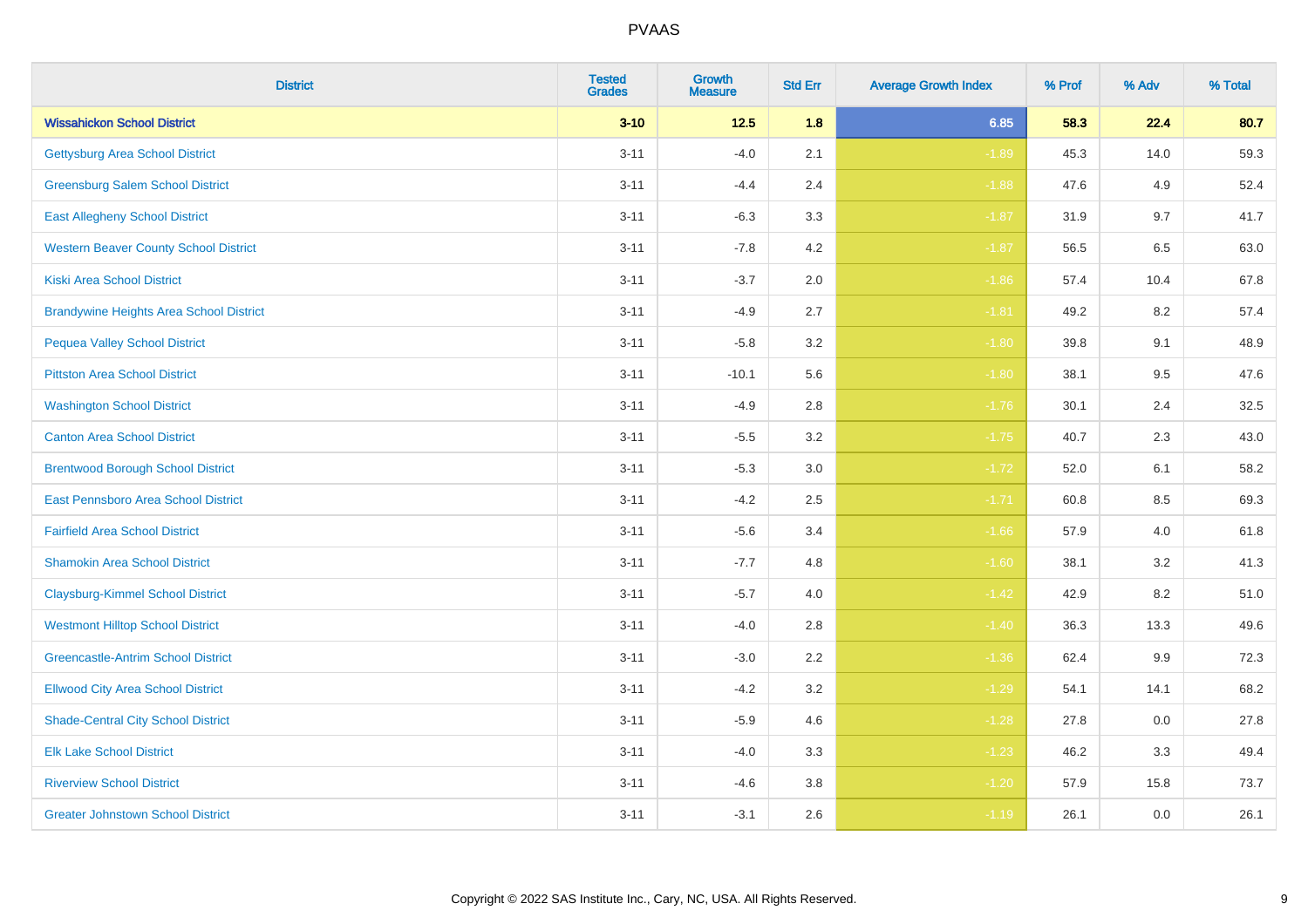# PVAAS

| District | Tested Grades | Growth Measure | Std Err | Average Growth Index | % Prof | % Adv | % Total |
|---|---|---|---|---|---|---|---|
| **Wissahickon School District** | **3-10** | **12.5** | **1.8** | **6.85** | **58.3** | **22.4** | **80.7** |
| Gettysburg Area School District | 3-11 | -4.0 | 2.1 | -1.89 | 45.3 | 14.0 | 59.3 |
| Greensburg Salem School District | 3-11 | -4.4 | 2.4 | -1.88 | 47.6 | 4.9 | 52.4 |
| East Allegheny School District | 3-11 | -6.3 | 3.3 | -1.87 | 31.9 | 9.7 | 41.7 |
| Western Beaver County School District | 3-11 | -7.8 | 4.2 | -1.87 | 56.5 | 6.5 | 63.0 |
| Kiski Area School District | 3-11 | -3.7 | 2.0 | -1.86 | 57.4 | 10.4 | 67.8 |
| Brandywine Heights Area School District | 3-11 | -4.9 | 2.7 | -1.81 | 49.2 | 8.2 | 57.4 |
| Pequea Valley School District | 3-11 | -5.8 | 3.2 | -1.80 | 39.8 | 9.1 | 48.9 |
| Pittston Area School District | 3-11 | -10.1 | 5.6 | -1.80 | 38.1 | 9.5 | 47.6 |
| Washington School District | 3-11 | -4.9 | 2.8 | -1.76 | 30.1 | 2.4 | 32.5 |
| Canton Area School District | 3-11 | -5.5 | 3.2 | -1.75 | 40.7 | 2.3 | 43.0 |
| Brentwood Borough School District | 3-11 | -5.3 | 3.0 | -1.72 | 52.0 | 6.1 | 58.2 |
| East Pennsboro Area School District | 3-11 | -4.2 | 2.5 | -1.71 | 60.8 | 8.5 | 69.3 |
| Fairfield Area School District | 3-11 | -5.6 | 3.4 | -1.66 | 57.9 | 4.0 | 61.8 |
| Shamokin Area School District | 3-11 | -7.7 | 4.8 | -1.60 | 38.1 | 3.2 | 41.3 |
| Claysburg-Kimmel School District | 3-11 | -5.7 | 4.0 | -1.42 | 42.9 | 8.2 | 51.0 |
| Westmont Hilltop School District | 3-11 | -4.0 | 2.8 | -1.40 | 36.3 | 13.3 | 49.6 |
| Greencastle-Antrim School District | 3-11 | -3.0 | 2.2 | -1.36 | 62.4 | 9.9 | 72.3 |
| Ellwood City Area School District | 3-11 | -4.2 | 3.2 | -1.29 | 54.1 | 14.1 | 68.2 |
| Shade-Central City School District | 3-11 | -5.9 | 4.6 | -1.28 | 27.8 | 0.0 | 27.8 |
| Elk Lake School District | 3-11 | -4.0 | 3.3 | -1.23 | 46.2 | 3.3 | 49.4 |
| Riverview School District | 3-11 | -4.6 | 3.8 | -1.20 | 57.9 | 15.8 | 73.7 |
| Greater Johnstown School District | 3-11 | -3.1 | 2.6 | -1.19 | 26.1 | 0.0 | 26.1 |

Copyright © 2022 SAS Institute Inc., Cary, NC, USA. All Rights Reserved.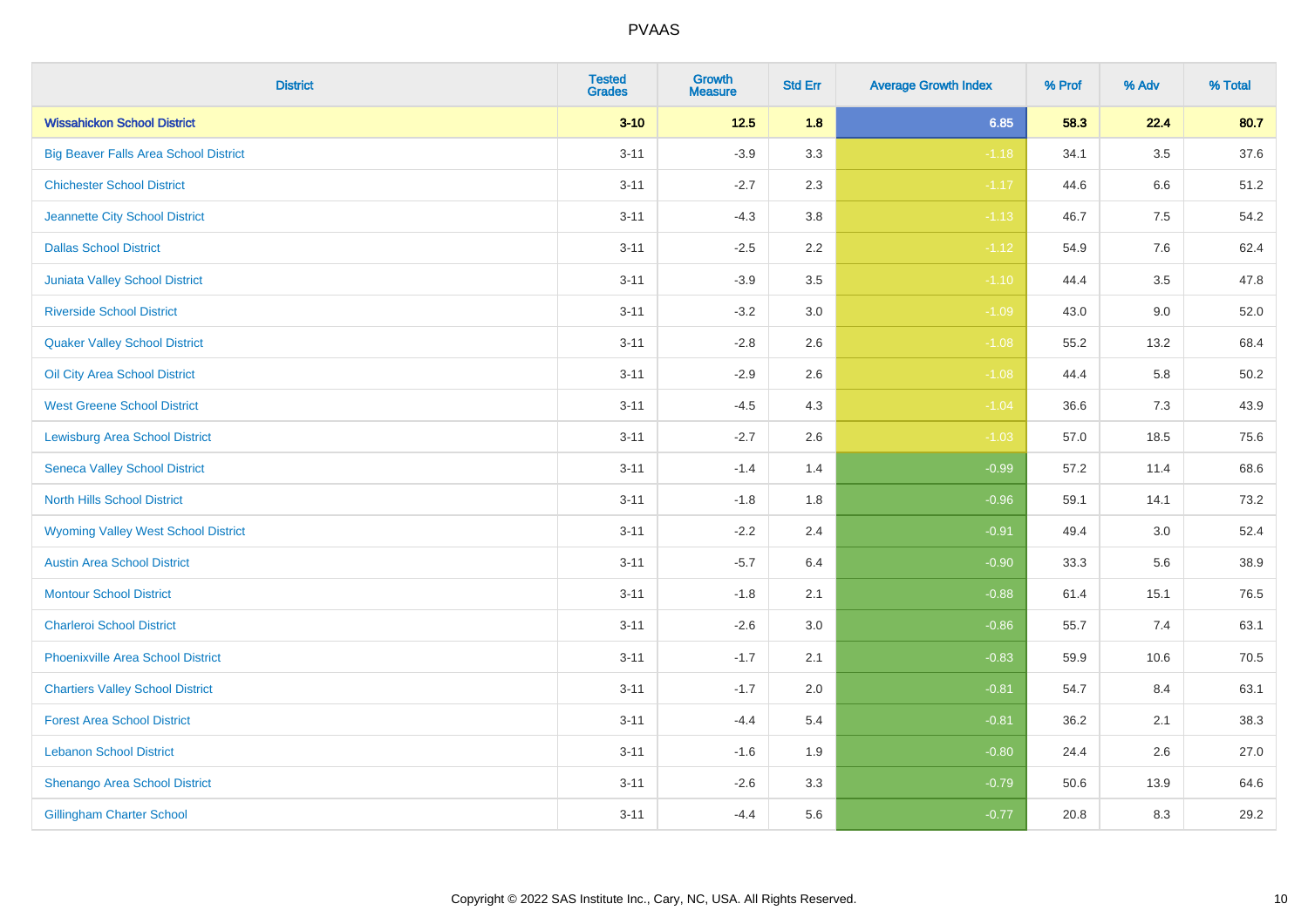| District | Tested Grades | Growth Measure | Std Err | Average Growth Index | % Prof | % Adv | % Total |
|---|---|---|---|---|---|---|---|
| **Wissahickon School District** | **3-10** | **12.5** | **1.8** | **6.85** | **58.3** | **22.4** | **80.7** |
| Big Beaver Falls Area School District | 3-11 | -3.9 | 3.3 | -1.18 | 34.1 | 3.5 | 37.6 |
| Chichester School District | 3-11 | -2.7 | 2.3 | -1.17 | 44.6 | 6.6 | 51.2 |
| Jeannette City School District | 3-11 | -4.3 | 3.8 | -1.13 | 46.7 | 7.5 | 54.2 |
| Dallas School District | 3-11 | -2.5 | 2.2 | -1.12 | 54.9 | 7.6 | 62.4 |
| Juniata Valley School District | 3-11 | -3.9 | 3.5 | -1.10 | 44.4 | 3.5 | 47.8 |
| Riverside School District | 3-11 | -3.2 | 3.0 | -1.09 | 43.0 | 9.0 | 52.0 |
| Quaker Valley School District | 3-11 | -2.8 | 2.6 | -1.08 | 55.2 | 13.2 | 68.4 |
| Oil City Area School District | 3-11 | -2.9 | 2.6 | -1.08 | 44.4 | 5.8 | 50.2 |
| West Greene School District | 3-11 | -4.5 | 4.3 | -1.04 | 36.6 | 7.3 | 43.9 |
| Lewisburg Area School District | 3-11 | -2.7 | 2.6 | -1.03 | 57.0 | 18.5 | 75.6 |
| Seneca Valley School District | 3-11 | -1.4 | 1.4 | -0.99 | 57.2 | 11.4 | 68.6 |
| North Hills School District | 3-11 | -1.8 | 1.8 | -0.96 | 59.1 | 14.1 | 73.2 |
| Wyoming Valley West School District | 3-11 | -2.2 | 2.4 | -0.91 | 49.4 | 3.0 | 52.4 |
| Austin Area School District | 3-11 | -5.7 | 6.4 | -0.90 | 33.3 | 5.6 | 38.9 |
| Montour School District | 3-11 | -1.8 | 2.1 | -0.88 | 61.4 | 15.1 | 76.5 |
| Charleroi School District | 3-11 | -2.6 | 3.0 | -0.86 | 55.7 | 7.4 | 63.1 |
| Phoenixville Area School District | 3-11 | -1.7 | 2.1 | -0.83 | 59.9 | 10.6 | 70.5 |
| Chartiers Valley School District | 3-11 | -1.7 | 2.0 | -0.81 | 54.7 | 8.4 | 63.1 |
| Forest Area School District | 3-11 | -4.4 | 5.4 | -0.81 | 36.2 | 2.1 | 38.3 |
| Lebanon School District | 3-11 | -1.6 | 1.9 | -0.80 | 24.4 | 2.6 | 27.0 |
| Shenango Area School District | 3-11 | -2.6 | 3.3 | -0.79 | 50.6 | 13.9 | 64.6 |
| Gillingham Charter School | 3-11 | -4.4 | 5.6 | -0.77 | 20.8 | 8.3 | 29.2 |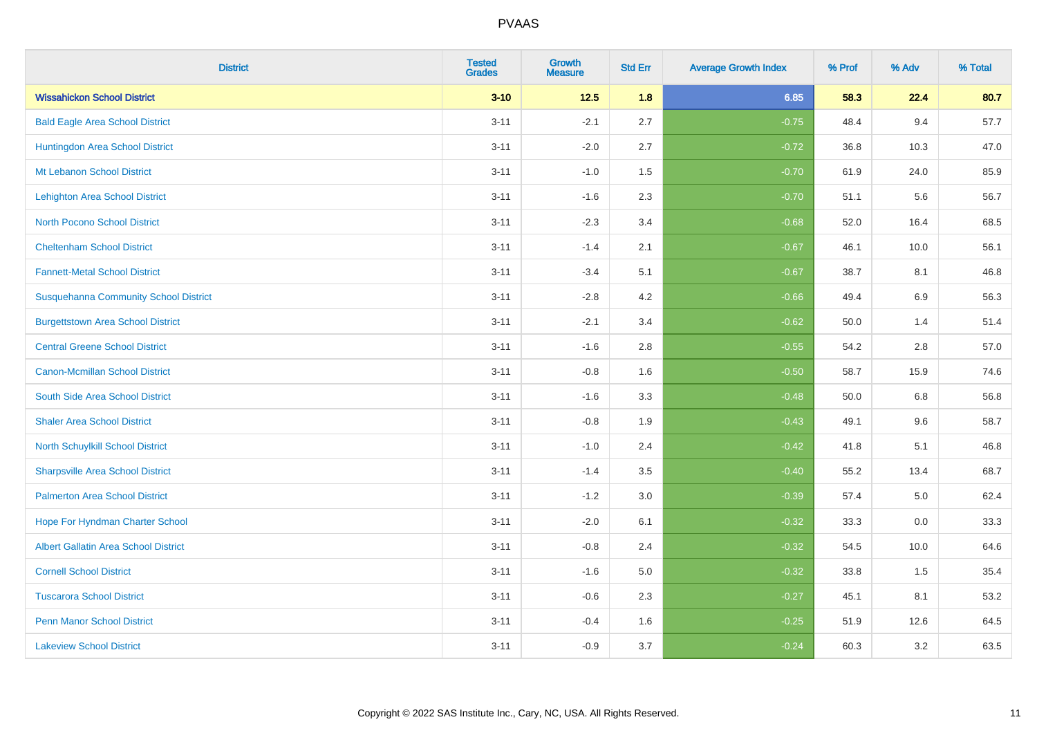| District | Tested Grades | Growth Measure | Std Err | Average Growth Index | % Prof | % Adv | % Total |
|---|---|---|---|---|---|---|---|
| **Wissahickon School District** | **3-10** | **12.5** | **1.8** | **6.85** | **58.3** | **22.4** | **80.7** |
| Bald Eagle Area School District | 3-11 | -2.1 | 2.7 | -0.75 | 48.4 | 9.4 | 57.7 |
| Huntingdon Area School District | 3-11 | -2.0 | 2.7 | -0.72 | 36.8 | 10.3 | 47.0 |
| Mt Lebanon School District | 3-11 | -1.0 | 1.5 | -0.70 | 61.9 | 24.0 | 85.9 |
| Lehighton Area School District | 3-11 | -1.6 | 2.3 | -0.70 | 51.1 | 5.6 | 56.7 |
| North Pocono School District | 3-11 | -2.3 | 3.4 | -0.68 | 52.0 | 16.4 | 68.5 |
| Cheltenham School District | 3-11 | -1.4 | 2.1 | -0.67 | 46.1 | 10.0 | 56.1 |
| Fannett-Metal School District | 3-11 | -3.4 | 5.1 | -0.67 | 38.7 | 8.1 | 46.8 |
| Susquehanna Community School District | 3-11 | -2.8 | 4.2 | -0.66 | 49.4 | 6.9 | 56.3 |
| Burgettstown Area School District | 3-11 | -2.1 | 3.4 | -0.62 | 50.0 | 1.4 | 51.4 |
| Central Greene School District | 3-11 | -1.6 | 2.8 | -0.55 | 54.2 | 2.8 | 57.0 |
| Canon-Mcmillan School District | 3-11 | -0.8 | 1.6 | -0.50 | 58.7 | 15.9 | 74.6 |
| South Side Area School District | 3-11 | -1.6 | 3.3 | -0.48 | 50.0 | 6.8 | 56.8 |
| Shaler Area School District | 3-11 | -0.8 | 1.9 | -0.43 | 49.1 | 9.6 | 58.7 |
| North Schuylkill School District | 3-11 | -1.0 | 2.4 | -0.42 | 41.8 | 5.1 | 46.8 |
| Sharpsville Area School District | 3-11 | -1.4 | 3.5 | -0.40 | 55.2 | 13.4 | 68.7 |
| Palmerton Area School District | 3-11 | -1.2 | 3.0 | -0.39 | 57.4 | 5.0 | 62.4 |
| Hope For Hyndman Charter School | 3-11 | -2.0 | 6.1 | -0.32 | 33.3 | 0.0 | 33.3 |
| Albert Gallatin Area School District | 3-11 | -0.8 | 2.4 | -0.32 | 54.5 | 10.0 | 64.6 |
| Cornell School District | 3-11 | -1.6 | 5.0 | -0.32 | 33.8 | 1.5 | 35.4 |
| Tuscarora School District | 3-11 | -0.6 | 2.3 | -0.27 | 45.1 | 8.1 | 53.2 |
| Penn Manor School District | 3-11 | -0.4 | 1.6 | -0.25 | 51.9 | 12.6 | 64.5 |
| Lakeview School District | 3-11 | -0.9 | 3.7 | -0.24 | 60.3 | 3.2 | 63.5 |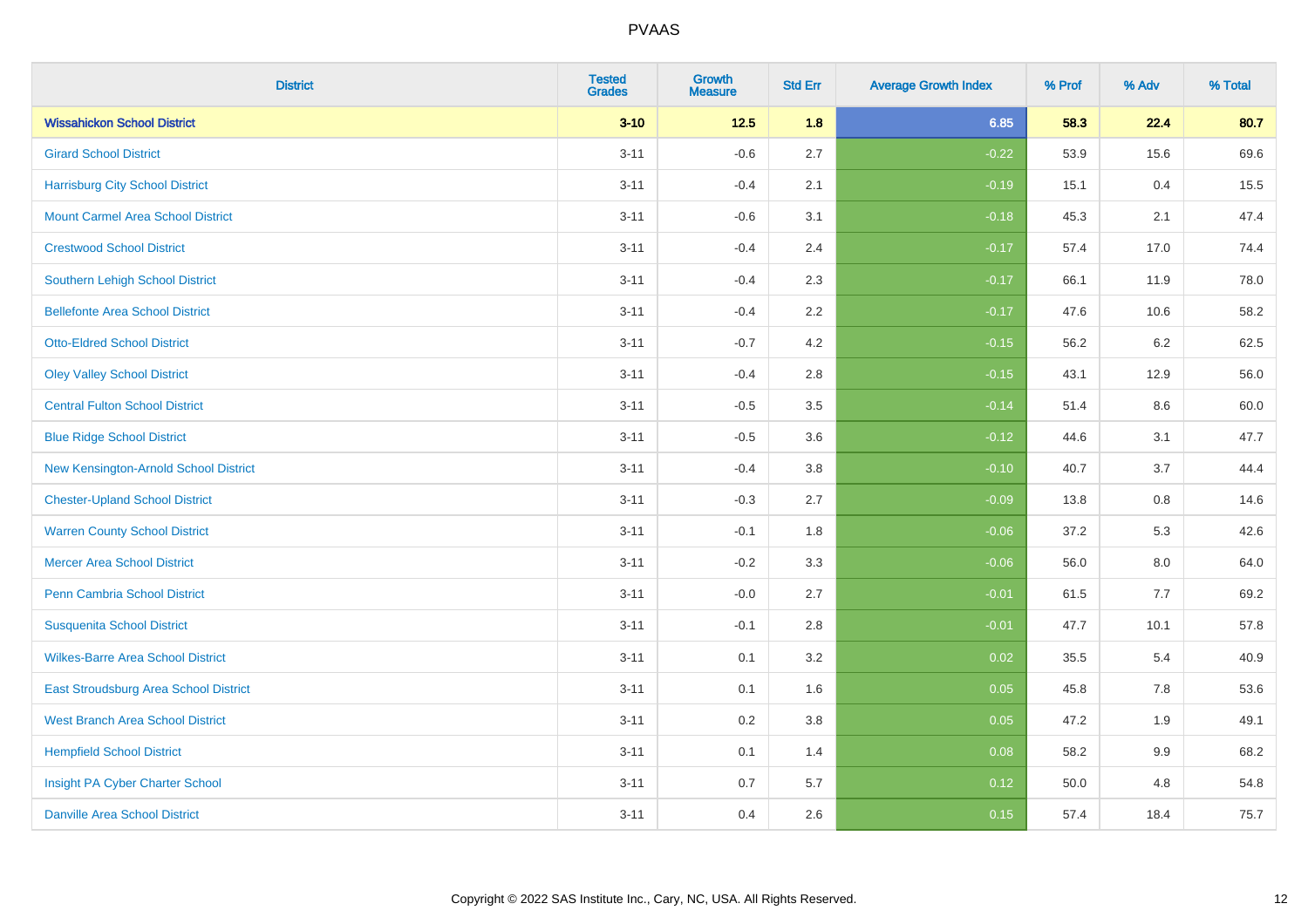| District | Tested Grades | Growth Measure | Std Err | Average Growth Index | % Prof | % Adv | % Total |
|---|---|---|---|---|---|---|---|
| **Wissahickon School District** | **3-10** | **12.5** | **1.8** | **6.85** | **58.3** | **22.4** | **80.7** |
| Girard School District | 3-11 | -0.6 | 2.7 | -0.22 | 53.9 | 15.6 | 69.6 |
| Harrisburg City School District | 3-11 | -0.4 | 2.1 | -0.19 | 15.1 | 0.4 | 15.5 |
| Mount Carmel Area School District | 3-11 | -0.6 | 3.1 | -0.18 | 45.3 | 2.1 | 47.4 |
| Crestwood School District | 3-11 | -0.4 | 2.4 | -0.17 | 57.4 | 17.0 | 74.4 |
| Southern Lehigh School District | 3-11 | -0.4 | 2.3 | -0.17 | 66.1 | 11.9 | 78.0 |
| Bellefonte Area School District | 3-11 | -0.4 | 2.2 | -0.17 | 47.6 | 10.6 | 58.2 |
| Otto-Eldred School District | 3-11 | -0.7 | 4.2 | -0.15 | 56.2 | 6.2 | 62.5 |
| Oley Valley School District | 3-11 | -0.4 | 2.8 | -0.15 | 43.1 | 12.9 | 56.0 |
| Central Fulton School District | 3-11 | -0.5 | 3.5 | -0.14 | 51.4 | 8.6 | 60.0 |
| Blue Ridge School District | 3-11 | -0.5 | 3.6 | -0.12 | 44.6 | 3.1 | 47.7 |
| New Kensington-Arnold School District | 3-11 | -0.4 | 3.8 | -0.10 | 40.7 | 3.7 | 44.4 |
| Chester-Upland School District | 3-11 | -0.3 | 2.7 | -0.09 | 13.8 | 0.8 | 14.6 |
| Warren County School District | 3-11 | -0.1 | 1.8 | -0.06 | 37.2 | 5.3 | 42.6 |
| Mercer Area School District | 3-11 | -0.2 | 3.3 | -0.06 | 56.0 | 8.0 | 64.0 |
| Penn Cambria School District | 3-11 | -0.0 | 2.7 | -0.01 | 61.5 | 7.7 | 69.2 |
| Susquenita School District | 3-11 | -0.1 | 2.8 | -0.01 | 47.7 | 10.1 | 57.8 |
| Wilkes-Barre Area School District | 3-11 | 0.1 | 3.2 | 0.02 | 35.5 | 5.4 | 40.9 |
| East Stroudsburg Area School District | 3-11 | 0.1 | 1.6 | 0.05 | 45.8 | 7.8 | 53.6 |
| West Branch Area School District | 3-11 | 0.2 | 3.8 | 0.05 | 47.2 | 1.9 | 49.1 |
| Hempfield School District | 3-11 | 0.1 | 1.4 | 0.08 | 58.2 | 9.9 | 68.2 |
| Insight PA Cyber Charter School | 3-11 | 0.7 | 5.7 | 0.12 | 50.0 | 4.8 | 54.8 |
| Danville Area School District | 3-11 | 0.4 | 2.6 | 0.15 | 57.4 | 18.4 | 75.7 |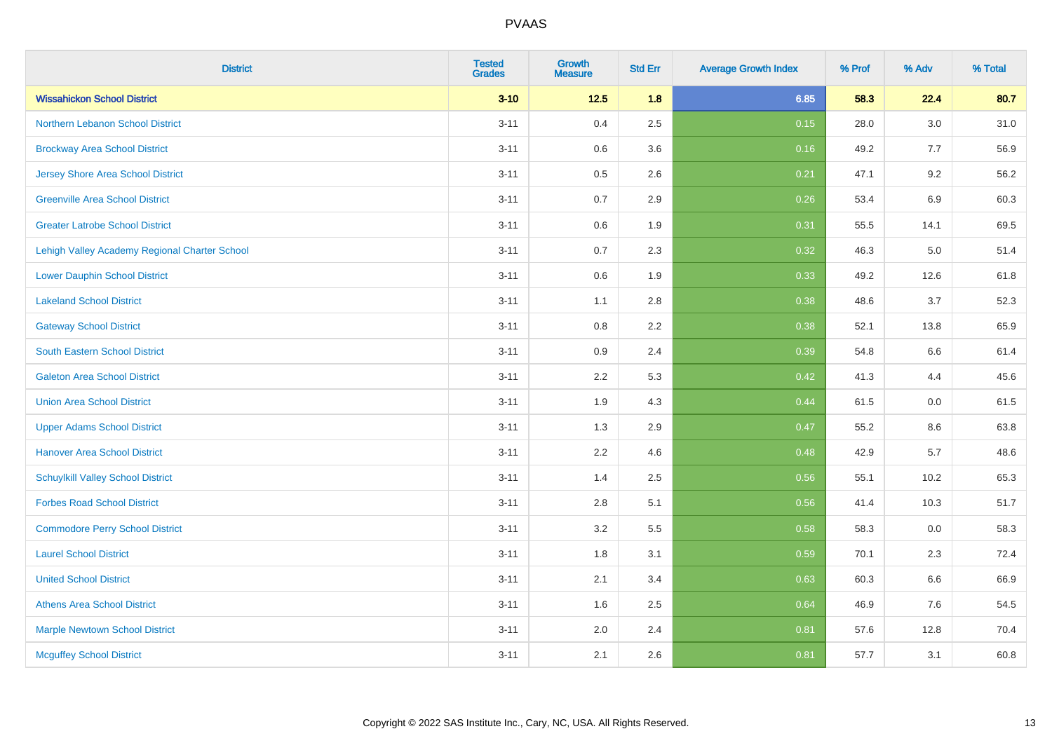| District | Tested Grades | Growth Measure | Std Err | Average Growth Index | % Prof | % Adv | % Total |
|---|---|---|---|---|---|---|---|
| **Wissahickon School District** | **3-10** | **12.5** | **1.8** | **6.85** | **58.3** | **22.4** | **80.7** |
| Northern Lebanon School District | 3-11 | 0.4 | 2.5 | 0.15 | 28.0 | 3.0 | 31.0 |
| Brockway Area School District | 3-11 | 0.6 | 3.6 | 0.16 | 49.2 | 7.7 | 56.9 |
| Jersey Shore Area School District | 3-11 | 0.5 | 2.6 | 0.21 | 47.1 | 9.2 | 56.2 |
| Greenville Area School District | 3-11 | 0.7 | 2.9 | 0.26 | 53.4 | 6.9 | 60.3 |
| Greater Latrobe School District | 3-11 | 0.6 | 1.9 | 0.31 | 55.5 | 14.1 | 69.5 |
| Lehigh Valley Academy Regional Charter School | 3-11 | 0.7 | 2.3 | 0.32 | 46.3 | 5.0 | 51.4 |
| Lower Dauphin School District | 3-11 | 0.6 | 1.9 | 0.33 | 49.2 | 12.6 | 61.8 |
| Lakeland School District | 3-11 | 1.1 | 2.8 | 0.38 | 48.6 | 3.7 | 52.3 |
| Gateway School District | 3-11 | 0.8 | 2.2 | 0.38 | 52.1 | 13.8 | 65.9 |
| South Eastern School District | 3-11 | 0.9 | 2.4 | 0.39 | 54.8 | 6.6 | 61.4 |
| Galeton Area School District | 3-11 | 2.2 | 5.3 | 0.42 | 41.3 | 4.4 | 45.6 |
| Union Area School District | 3-11 | 1.9 | 4.3 | 0.44 | 61.5 | 0.0 | 61.5 |
| Upper Adams School District | 3-11 | 1.3 | 2.9 | 0.47 | 55.2 | 8.6 | 63.8 |
| Hanover Area School District | 3-11 | 2.2 | 4.6 | 0.48 | 42.9 | 5.7 | 48.6 |
| Schuylkill Valley School District | 3-11 | 1.4 | 2.5 | 0.56 | 55.1 | 10.2 | 65.3 |
| Forbes Road School District | 3-11 | 2.8 | 5.1 | 0.56 | 41.4 | 10.3 | 51.7 |
| Commodore Perry School District | 3-11 | 3.2 | 5.5 | 0.58 | 58.3 | 0.0 | 58.3 |
| Laurel School District | 3-11 | 1.8 | 3.1 | 0.59 | 70.1 | 2.3 | 72.4 |
| United School District | 3-11 | 2.1 | 3.4 | 0.63 | 60.3 | 6.6 | 66.9 |
| Athens Area School District | 3-11 | 1.6 | 2.5 | 0.64 | 46.9 | 7.6 | 54.5 |
| Marple Newtown School District | 3-11 | 2.0 | 2.4 | 0.81 | 57.6 | 12.8 | 70.4 |
| Mcguffey School District | 3-11 | 2.1 | 2.6 | 0.81 | 57.7 | 3.1 | 60.8 |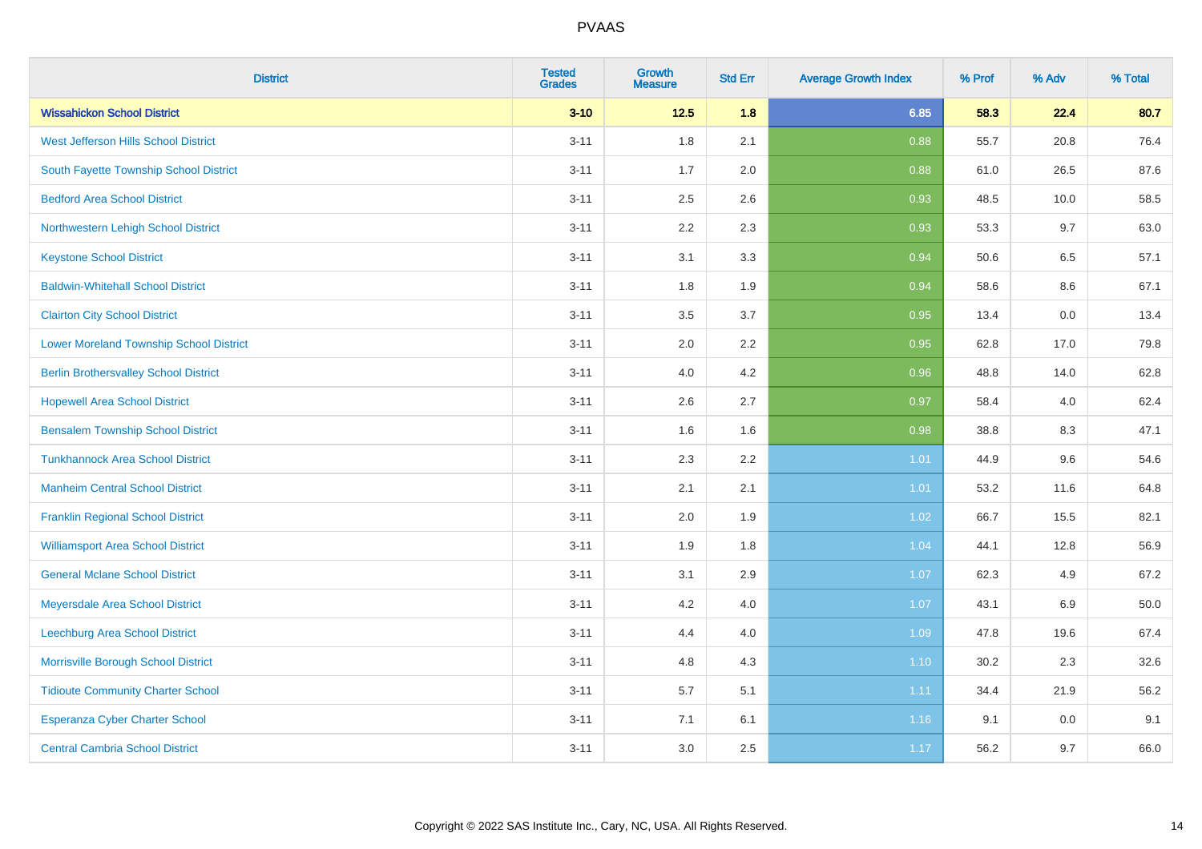# PVAAS

| District | Tested Grades | Growth Measure | Std Err | Average Growth Index | % Prof | % Adv | % Total |
|---|---|---|---|---|---|---|---|
| **Wissahickon School District** | **3-10** | **12.5** | **1.8** | **6.85** | **58.3** | **22.4** | **80.7** |
| West Jefferson Hills School District | 3-11 | 1.8 | 2.1 | 0.88 | 55.7 | 20.8 | 76.4 |
| South Fayette Township School District | 3-11 | 1.7 | 2.0 | 0.88 | 61.0 | 26.5 | 87.6 |
| Bedford Area School District | 3-11 | 2.5 | 2.6 | 0.93 | 48.5 | 10.0 | 58.5 |
| Northwestern Lehigh School District | 3-11 | 2.2 | 2.3 | 0.93 | 53.3 | 9.7 | 63.0 |
| Keystone School District | 3-11 | 3.1 | 3.3 | 0.94 | 50.6 | 6.5 | 57.1 |
| Baldwin-Whitehall School District | 3-11 | 1.8 | 1.9 | 0.94 | 58.6 | 8.6 | 67.1 |
| Clairton City School District | 3-11 | 3.5 | 3.7 | 0.95 | 13.4 | 0.0 | 13.4 |
| Lower Moreland Township School District | 3-11 | 2.0 | 2.2 | 0.95 | 62.8 | 17.0 | 79.8 |
| Berlin Brothersvalley School District | 3-11 | 4.0 | 4.2 | 0.96 | 48.8 | 14.0 | 62.8 |
| Hopewell Area School District | 3-11 | 2.6 | 2.7 | 0.97 | 58.4 | 4.0 | 62.4 |
| Bensalem Township School District | 3-11 | 1.6 | 1.6 | 0.98 | 38.8 | 8.3 | 47.1 |
| Tunkhannock Area School District | 3-11 | 2.3 | 2.2 | 1.01 | 44.9 | 9.6 | 54.6 |
| Manheim Central School District | 3-11 | 2.1 | 2.1 | 1.01 | 53.2 | 11.6 | 64.8 |
| Franklin Regional School District | 3-11 | 2.0 | 1.9 | 1.02 | 66.7 | 15.5 | 82.1 |
| Williamsport Area School District | 3-11 | 1.9 | 1.8 | 1.04 | 44.1 | 12.8 | 56.9 |
| General Mclane School District | 3-11 | 3.1 | 2.9 | 1.07 | 62.3 | 4.9 | 67.2 |
| Meyersdale Area School District | 3-11 | 4.2 | 4.0 | 1.07 | 43.1 | 6.9 | 50.0 |
| Leechburg Area School District | 3-11 | 4.4 | 4.0 | 1.09 | 47.8 | 19.6 | 67.4 |
| Morrisville Borough School District | 3-11 | 4.8 | 4.3 | 1.10 | 30.2 | 2.3 | 32.6 |
| Tidioute Community Charter School | 3-11 | 5.7 | 5.1 | 1.11 | 34.4 | 21.9 | 56.2 |
| Esperanza Cyber Charter School | 3-11 | 7.1 | 6.1 | 1.16 | 9.1 | 0.0 | 9.1 |
| Central Cambria School District | 3-11 | 3.0 | 2.5 | 1.17 | 56.2 | 9.7 | 66.0 |

Copyright © 2022 SAS Institute Inc., Cary, NC, USA. All Rights Reserved.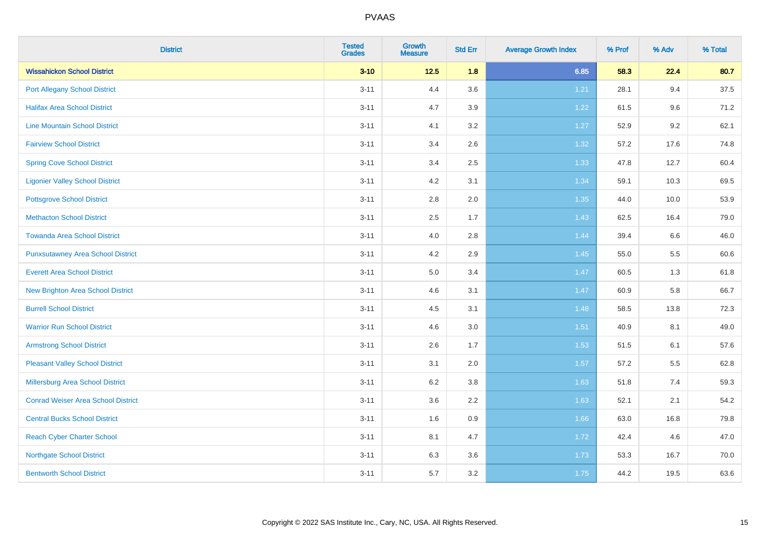# PVAAS

| District | Tested Grades | Growth Measure | Std Err | Average Growth Index | % Prof | % Adv | % Total |
|---|---|---|---|---|---|---|---|
| **Wissahickon School District** | **3-10** | **12.5** | **1.8** | **6.85** | **58.3** | **22.4** | **80.7** |
| Port Allegany School District | 3-11 | 4.4 | 3.6 | 1.21 | 28.1 | 9.4 | 37.5 |
| Halifax Area School District | 3-11 | 4.7 | 3.9 | 1.22 | 61.5 | 9.6 | 71.2 |
| Line Mountain School District | 3-11 | 4.1 | 3.2 | 1.27 | 52.9 | 9.2 | 62.1 |
| Fairview School District | 3-11 | 3.4 | 2.6 | 1.32 | 57.2 | 17.6 | 74.8 |
| Spring Cove School District | 3-11 | 3.4 | 2.5 | 1.33 | 47.8 | 12.7 | 60.4 |
| Ligonier Valley School District | 3-11 | 4.2 | 3.1 | 1.34 | 59.1 | 10.3 | 69.5 |
| Pottsgrove School District | 3-11 | 2.8 | 2.0 | 1.35 | 44.0 | 10.0 | 53.9 |
| Methacton School District | 3-11 | 2.5 | 1.7 | 1.43 | 62.5 | 16.4 | 79.0 |
| Towanda Area School District | 3-11 | 4.0 | 2.8 | 1.44 | 39.4 | 6.6 | 46.0 |
| Punxsutawney Area School District | 3-11 | 4.2 | 2.9 | 1.45 | 55.0 | 5.5 | 60.6 |
| Everett Area School District | 3-11 | 5.0 | 3.4 | 1.47 | 60.5 | 1.3 | 61.8 |
| New Brighton Area School District | 3-11 | 4.6 | 3.1 | 1.47 | 60.9 | 5.8 | 66.7 |
| Burrell School District | 3-11 | 4.5 | 3.1 | 1.48 | 58.5 | 13.8 | 72.3 |
| Warrior Run School District | 3-11 | 4.6 | 3.0 | 1.51 | 40.9 | 8.1 | 49.0 |
| Armstrong School District | 3-11 | 2.6 | 1.7 | 1.53 | 51.5 | 6.1 | 57.6 |
| Pleasant Valley School District | 3-11 | 3.1 | 2.0 | 1.57 | 57.2 | 5.5 | 62.8 |
| Millersburg Area School District | 3-11 | 6.2 | 3.8 | 1.63 | 51.8 | 7.4 | 59.3 |
| Conrad Weiser Area School District | 3-11 | 3.6 | 2.2 | 1.63 | 52.1 | 2.1 | 54.2 |
| Central Bucks School District | 3-11 | 1.6 | 0.9 | 1.66 | 63.0 | 16.8 | 79.8 |
| Reach Cyber Charter School | 3-11 | 8.1 | 4.7 | 1.72 | 42.4 | 4.6 | 47.0 |
| Northgate School District | 3-11 | 6.3 | 3.6 | 1.73 | 53.3 | 16.7 | 70.0 |
| Bentworth School District | 3-11 | 5.7 | 3.2 | 1.75 | 44.2 | 19.5 | 63.6 |

Copyright © 2022 SAS Institute Inc., Cary, NC, USA. All Rights Reserved.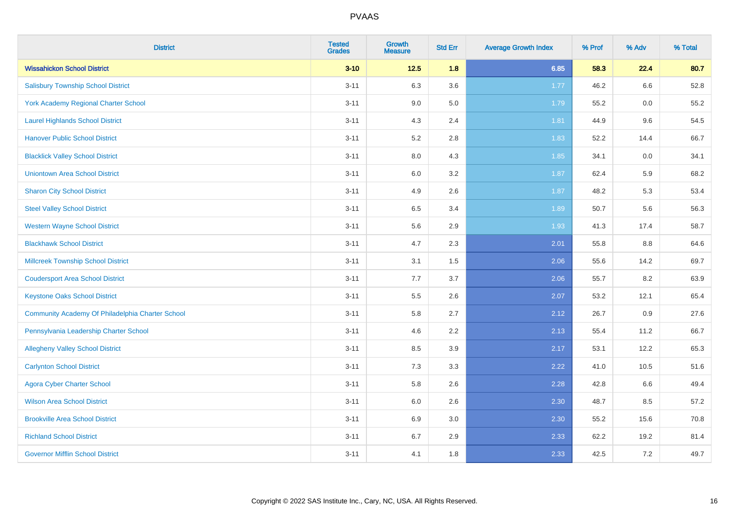# PVAAS

| District | Tested Grades | Growth Measure | Std Err | Average Growth Index | % Prof | % Adv | % Total |
|---|---|---|---|---|---|---|---|
| **Wissahickon School District** | **3-10** | **12.5** | **1.8** | **6.85** | **58.3** | **22.4** | **80.7** |
| Salisbury Township School District | 3-11 | 6.3 | 3.6 | 1.77 | 46.2 | 6.6 | 52.8 |
| York Academy Regional Charter School | 3-11 | 9.0 | 5.0 | 1.79 | 55.2 | 0.0 | 55.2 |
| Laurel Highlands School District | 3-11 | 4.3 | 2.4 | 1.81 | 44.9 | 9.6 | 54.5 |
| Hanover Public School District | 3-11 | 5.2 | 2.8 | 1.83 | 52.2 | 14.4 | 66.7 |
| Blacklick Valley School District | 3-11 | 8.0 | 4.3 | 1.85 | 34.1 | 0.0 | 34.1 |
| Uniontown Area School District | 3-11 | 6.0 | 3.2 | 1.87 | 62.4 | 5.9 | 68.2 |
| Sharon City School District | 3-11 | 4.9 | 2.6 | 1.87 | 48.2 | 5.3 | 53.4 |
| Steel Valley School District | 3-11 | 6.5 | 3.4 | 1.89 | 50.7 | 5.6 | 56.3 |
| Western Wayne School District | 3-11 | 5.6 | 2.9 | 1.93 | 41.3 | 17.4 | 58.7 |
| Blackhawk School District | 3-11 | 4.7 | 2.3 | 2.01 | 55.8 | 8.8 | 64.6 |
| Millcreek Township School District | 3-11 | 3.1 | 1.5 | 2.06 | 55.6 | 14.2 | 69.7 |
| Coudersport Area School District | 3-11 | 7.7 | 3.7 | 2.06 | 55.7 | 8.2 | 63.9 |
| Keystone Oaks School District | 3-11 | 5.5 | 2.6 | 2.07 | 53.2 | 12.1 | 65.4 |
| Community Academy Of Philadelphia Charter School | 3-11 | 5.8 | 2.7 | 2.12 | 26.7 | 0.9 | 27.6 |
| Pennsylvania Leadership Charter School | 3-11 | 4.6 | 2.2 | 2.13 | 55.4 | 11.2 | 66.7 |
| Allegheny Valley School District | 3-11 | 8.5 | 3.9 | 2.17 | 53.1 | 12.2 | 65.3 |
| Carlynton School District | 3-11 | 7.3 | 3.3 | 2.22 | 41.0 | 10.5 | 51.6 |
| Agora Cyber Charter School | 3-11 | 5.8 | 2.6 | 2.28 | 42.8 | 6.6 | 49.4 |
| Wilson Area School District | 3-11 | 6.0 | 2.6 | 2.30 | 48.7 | 8.5 | 57.2 |
| Brookville Area School District | 3-11 | 6.9 | 3.0 | 2.30 | 55.2 | 15.6 | 70.8 |
| Richland School District | 3-11 | 6.7 | 2.9 | 2.33 | 62.2 | 19.2 | 81.4 |
| Governor Mifflin School District | 3-11 | 4.1 | 1.8 | 2.33 | 42.5 | 7.2 | 49.7 |

Copyright © 2022 SAS Institute Inc., Cary, NC, USA. All Rights Reserved.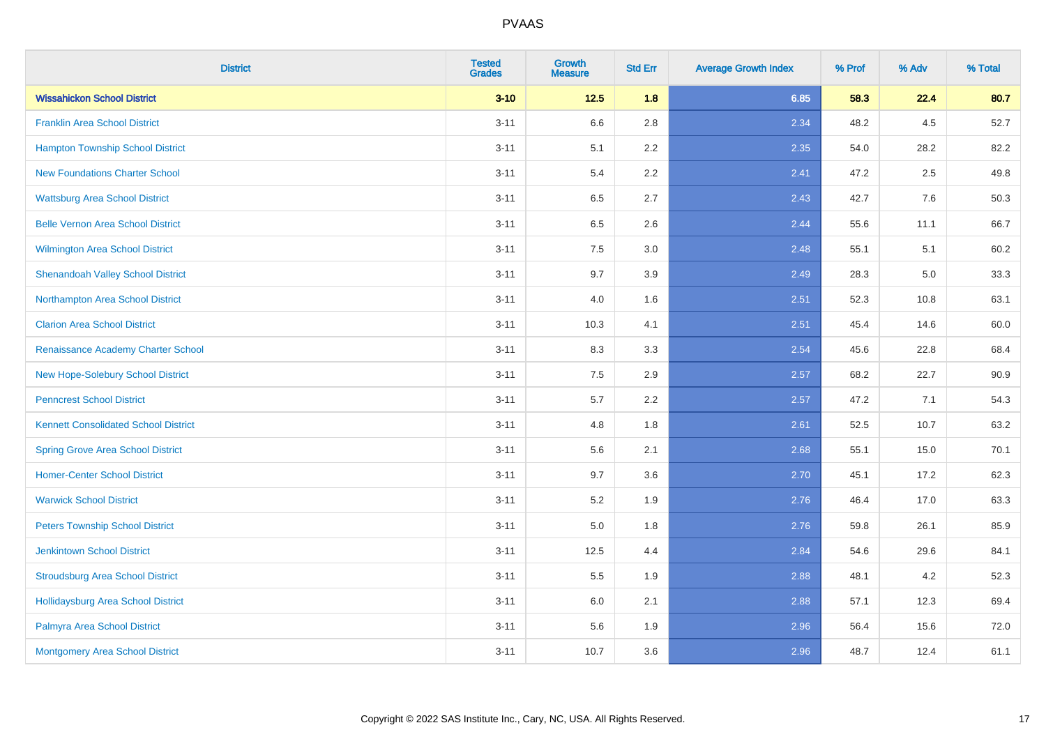| District | Tested Grades | Growth Measure | Std Err | Average Growth Index | % Prof | % Adv | % Total |
|---|---|---|---|---|---|---|---|
| **Wissahickon School District** | **3-10** | **12.5** | **1.8** | **6.85** | **58.3** | **22.4** | **80.7** |
| Franklin Area School District | 3-11 | 6.6 | 2.8 | 2.34 | 48.2 | 4.5 | 52.7 |
| Hampton Township School District | 3-11 | 5.1 | 2.2 | 2.35 | 54.0 | 28.2 | 82.2 |
| New Foundations Charter School | 3-11 | 5.4 | 2.2 | 2.41 | 47.2 | 2.5 | 49.8 |
| Wattsburg Area School District | 3-11 | 6.5 | 2.7 | 2.43 | 42.7 | 7.6 | 50.3 |
| Belle Vernon Area School District | 3-11 | 6.5 | 2.6 | 2.44 | 55.6 | 11.1 | 66.7 |
| Wilmington Area School District | 3-11 | 7.5 | 3.0 | 2.48 | 55.1 | 5.1 | 60.2 |
| Shenandoah Valley School District | 3-11 | 9.7 | 3.9 | 2.49 | 28.3 | 5.0 | 33.3 |
| Northampton Area School District | 3-11 | 4.0 | 1.6 | 2.51 | 52.3 | 10.8 | 63.1 |
| Clarion Area School District | 3-11 | 10.3 | 4.1 | 2.51 | 45.4 | 14.6 | 60.0 |
| Renaissance Academy Charter School | 3-11 | 8.3 | 3.3 | 2.54 | 45.6 | 22.8 | 68.4 |
| New Hope-Solebury School District | 3-11 | 7.5 | 2.9 | 2.57 | 68.2 | 22.7 | 90.9 |
| Penncrest School District | 3-11 | 5.7 | 2.2 | 2.57 | 47.2 | 7.1 | 54.3 |
| Kennett Consolidated School District | 3-11 | 4.8 | 1.8 | 2.61 | 52.5 | 10.7 | 63.2 |
| Spring Grove Area School District | 3-11 | 5.6 | 2.1 | 2.68 | 55.1 | 15.0 | 70.1 |
| Homer-Center School District | 3-11 | 9.7 | 3.6 | 2.70 | 45.1 | 17.2 | 62.3 |
| Warwick School District | 3-11 | 5.2 | 1.9 | 2.76 | 46.4 | 17.0 | 63.3 |
| Peters Township School District | 3-11 | 5.0 | 1.8 | 2.76 | 59.8 | 26.1 | 85.9 |
| Jenkintown School District | 3-11 | 12.5 | 4.4 | 2.84 | 54.6 | 29.6 | 84.1 |
| Stroudsburg Area School District | 3-11 | 5.5 | 1.9 | 2.88 | 48.1 | 4.2 | 52.3 |
| Hollidaysburg Area School District | 3-11 | 6.0 | 2.1 | 2.88 | 57.1 | 12.3 | 69.4 |
| Palmyra Area School District | 3-11 | 5.6 | 1.9 | 2.96 | 56.4 | 15.6 | 72.0 |
| Montgomery Area School District | 3-11 | 10.7 | 3.6 | 2.96 | 48.7 | 12.4 | 61.1 |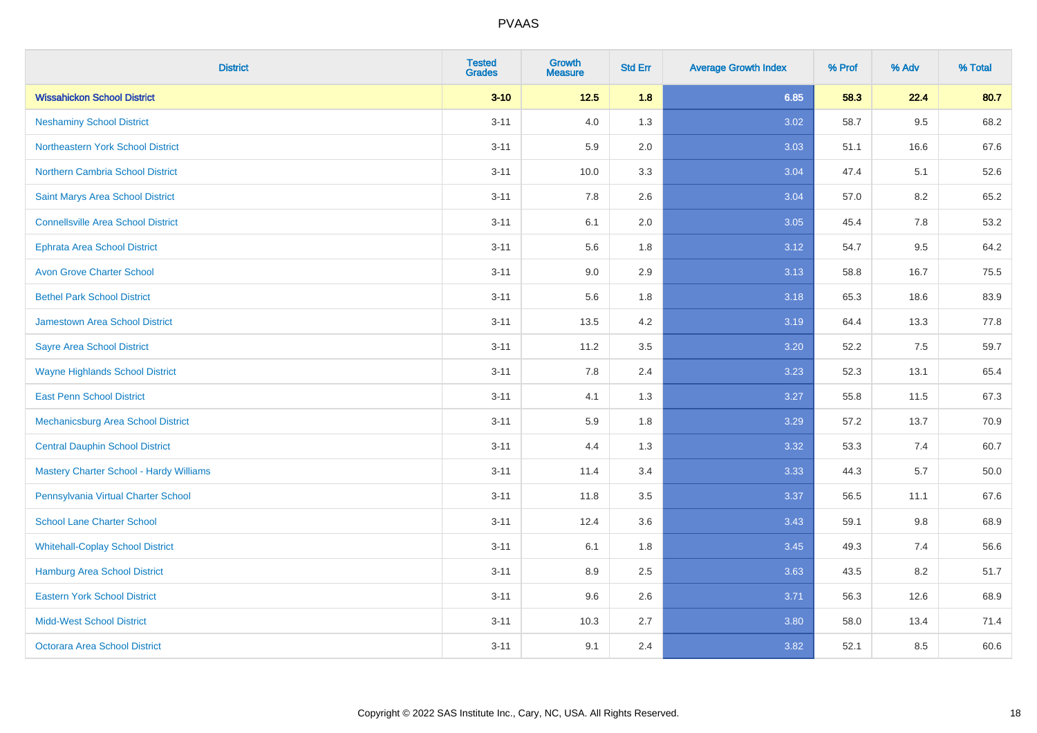| District | Tested Grades | Growth Measure | Std Err | Average Growth Index | % Prof | % Adv | % Total |
|---|---|---|---|---|---|---|---|
| **Wissahickon School District** | **3-10** | **12.5** | **1.8** | **6.85** | **58.3** | **22.4** | **80.7** |
| Neshaminy School District | 3-11 | 4.0 | 1.3 | 3.02 | 58.7 | 9.5 | 68.2 |
| Northeastern York School District | 3-11 | 5.9 | 2.0 | 3.03 | 51.1 | 16.6 | 67.6 |
| Northern Cambria School District | 3-11 | 10.0 | 3.3 | 3.04 | 47.4 | 5.1 | 52.6 |
| Saint Marys Area School District | 3-11 | 7.8 | 2.6 | 3.04 | 57.0 | 8.2 | 65.2 |
| Connellsville Area School District | 3-11 | 6.1 | 2.0 | 3.05 | 45.4 | 7.8 | 53.2 |
| Ephrata Area School District | 3-11 | 5.6 | 1.8 | 3.12 | 54.7 | 9.5 | 64.2 |
| Avon Grove Charter School | 3-11 | 9.0 | 2.9 | 3.13 | 58.8 | 16.7 | 75.5 |
| Bethel Park School District | 3-11 | 5.6 | 1.8 | 3.18 | 65.3 | 18.6 | 83.9 |
| Jamestown Area School District | 3-11 | 13.5 | 4.2 | 3.19 | 64.4 | 13.3 | 77.8 |
| Sayre Area School District | 3-11 | 11.2 | 3.5 | 3.20 | 52.2 | 7.5 | 59.7 |
| Wayne Highlands School District | 3-11 | 7.8 | 2.4 | 3.23 | 52.3 | 13.1 | 65.4 |
| East Penn School District | 3-11 | 4.1 | 1.3 | 3.27 | 55.8 | 11.5 | 67.3 |
| Mechanicsburg Area School District | 3-11 | 5.9 | 1.8 | 3.29 | 57.2 | 13.7 | 70.9 |
| Central Dauphin School District | 3-11 | 4.4 | 1.3 | 3.32 | 53.3 | 7.4 | 60.7 |
| Mastery Charter School - Hardy Williams | 3-11 | 11.4 | 3.4 | 3.33 | 44.3 | 5.7 | 50.0 |
| Pennsylvania Virtual Charter School | 3-11 | 11.8 | 3.5 | 3.37 | 56.5 | 11.1 | 67.6 |
| School Lane Charter School | 3-11 | 12.4 | 3.6 | 3.43 | 59.1 | 9.8 | 68.9 |
| Whitehall-Coplay School District | 3-11 | 6.1 | 1.8 | 3.45 | 49.3 | 7.4 | 56.6 |
| Hamburg Area School District | 3-11 | 8.9 | 2.5 | 3.63 | 43.5 | 8.2 | 51.7 |
| Eastern York School District | 3-11 | 9.6 | 2.6 | 3.71 | 56.3 | 12.6 | 68.9 |
| Midd-West School District | 3-11 | 10.3 | 2.7 | 3.80 | 58.0 | 13.4 | 71.4 |
| Octorara Area School District | 3-11 | 9.1 | 2.4 | 3.82 | 52.1 | 8.5 | 60.6 |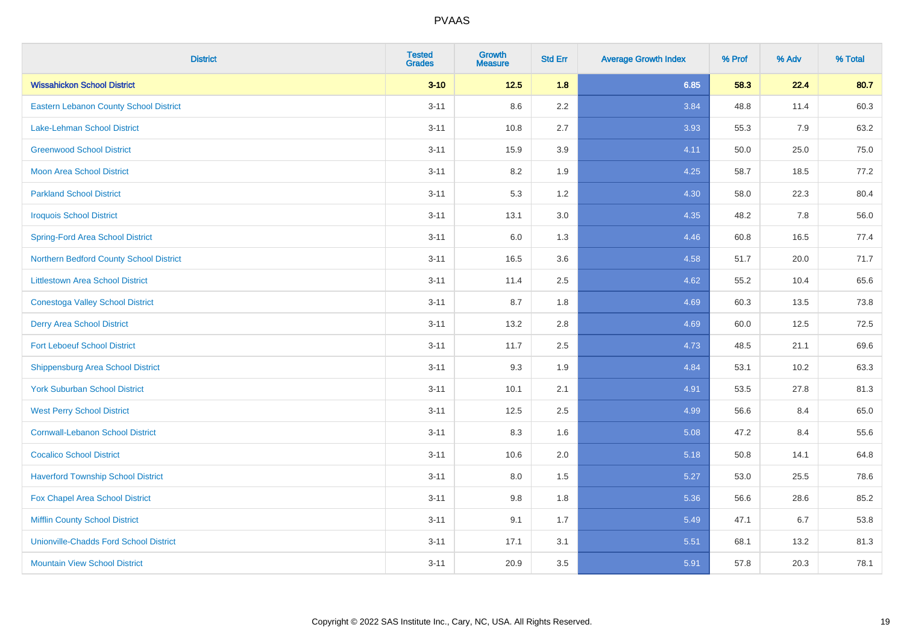PVAAS

| District | Tested Grades | Growth Measure | Std Err | Average Growth Index | % Prof | % Adv | % Total |
|---|---|---|---|---|---|---|---|
| **Wissahickon School District** | **3-10** | **12.5** | **1.8** | **6.85** | **58.3** | **22.4** | **80.7** |
| Eastern Lebanon County School District | 3-11 | 8.6 | 2.2 | 3.84 | 48.8 | 11.4 | 60.3 |
| Lake-Lehman School District | 3-11 | 10.8 | 2.7 | 3.93 | 55.3 | 7.9 | 63.2 |
| Greenwood School District | 3-11 | 15.9 | 3.9 | 4.11 | 50.0 | 25.0 | 75.0 |
| Moon Area School District | 3-11 | 8.2 | 1.9 | 4.25 | 58.7 | 18.5 | 77.2 |
| Parkland School District | 3-11 | 5.3 | 1.2 | 4.30 | 58.0 | 22.3 | 80.4 |
| Iroquois School District | 3-11 | 13.1 | 3.0 | 4.35 | 48.2 | 7.8 | 56.0 |
| Spring-Ford Area School District | 3-11 | 6.0 | 1.3 | 4.46 | 60.8 | 16.5 | 77.4 |
| Northern Bedford County School District | 3-11 | 16.5 | 3.6 | 4.58 | 51.7 | 20.0 | 71.7 |
| Littlestown Area School District | 3-11 | 11.4 | 2.5 | 4.62 | 55.2 | 10.4 | 65.6 |
| Conestoga Valley School District | 3-11 | 8.7 | 1.8 | 4.69 | 60.3 | 13.5 | 73.8 |
| Derry Area School District | 3-11 | 13.2 | 2.8 | 4.69 | 60.0 | 12.5 | 72.5 |
| Fort Leboeuf School District | 3-11 | 11.7 | 2.5 | 4.73 | 48.5 | 21.1 | 69.6 |
| Shippensburg Area School District | 3-11 | 9.3 | 1.9 | 4.84 | 53.1 | 10.2 | 63.3 |
| York Suburban School District | 3-11 | 10.1 | 2.1 | 4.91 | 53.5 | 27.8 | 81.3 |
| West Perry School District | 3-11 | 12.5 | 2.5 | 4.99 | 56.6 | 8.4 | 65.0 |
| Cornwall-Lebanon School District | 3-11 | 8.3 | 1.6 | 5.08 | 47.2 | 8.4 | 55.6 |
| Cocalico School District | 3-11 | 10.6 | 2.0 | 5.18 | 50.8 | 14.1 | 64.8 |
| Haverford Township School District | 3-11 | 8.0 | 1.5 | 5.27 | 53.0 | 25.5 | 78.6 |
| Fox Chapel Area School District | 3-11 | 9.8 | 1.8 | 5.36 | 56.6 | 28.6 | 85.2 |
| Mifflin County School District | 3-11 | 9.1 | 1.7 | 5.49 | 47.1 | 6.7 | 53.8 |
| Unionville-Chadds Ford School District | 3-11 | 17.1 | 3.1 | 5.51 | 68.1 | 13.2 | 81.3 |
| Mountain View School District | 3-11 | 20.9 | 3.5 | 5.91 | 57.8 | 20.3 | 78.1 |

Copyright © 2022 SAS Institute Inc., Cary, NC, USA. All Rights Reserved.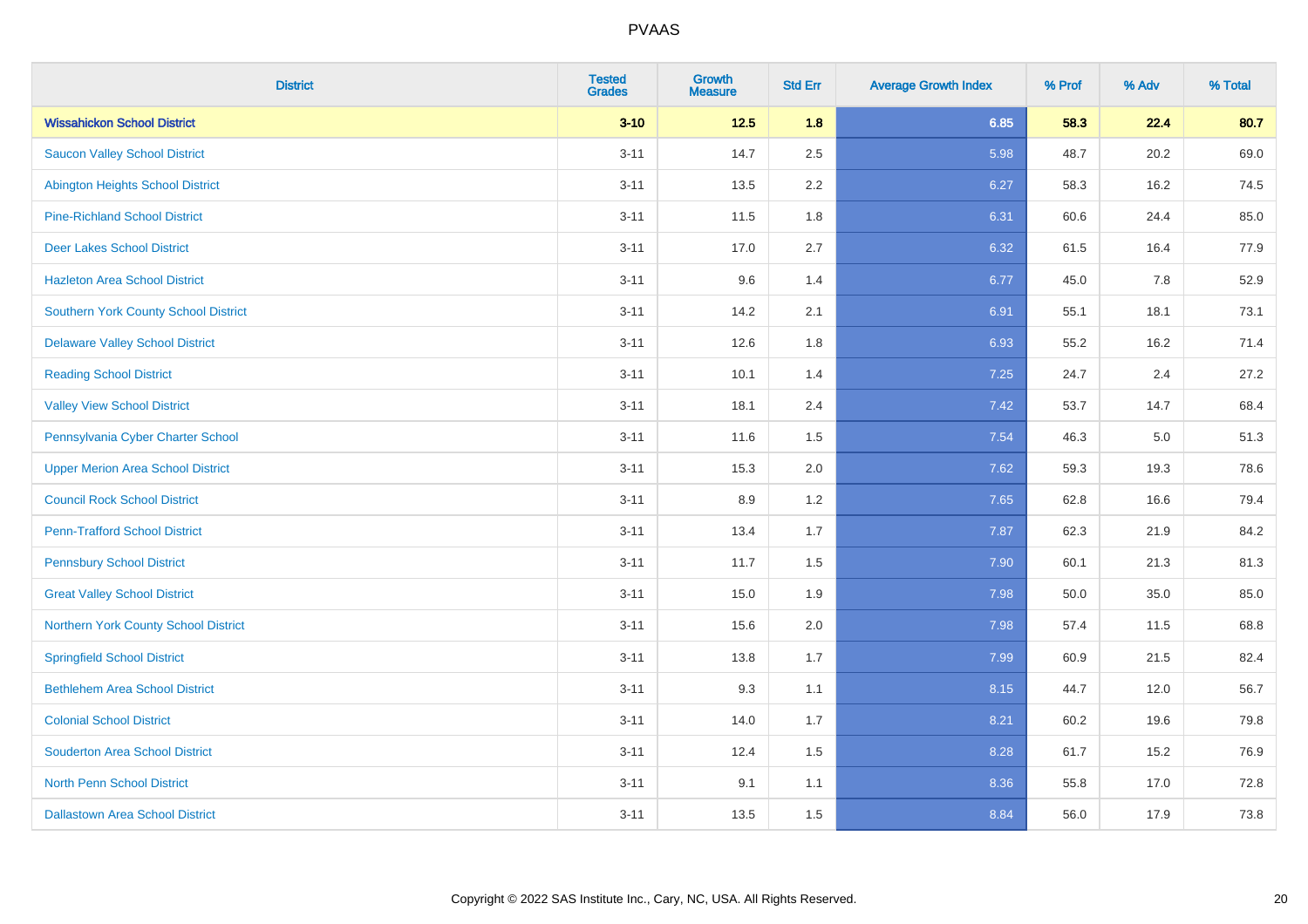| District | Tested Grades | Growth Measure | Std Err | Average Growth Index | % Prof | % Adv | % Total |
|---|---|---|---|---|---|---|---|
| **Wissahickon School District** | **3-10** | **12.5** | **1.8** | **6.85** | **58.3** | **22.4** | **80.7** |
| Saucon Valley School District | 3-11 | 14.7 | 2.5 | 5.98 | 48.7 | 20.2 | 69.0 |
| Abington Heights School District | 3-11 | 13.5 | 2.2 | 6.27 | 58.3 | 16.2 | 74.5 |
| Pine-Richland School District | 3-11 | 11.5 | 1.8 | 6.31 | 60.6 | 24.4 | 85.0 |
| Deer Lakes School District | 3-11 | 17.0 | 2.7 | 6.32 | 61.5 | 16.4 | 77.9 |
| Hazleton Area School District | 3-11 | 9.6 | 1.4 | 6.77 | 45.0 | 7.8 | 52.9 |
| Southern York County School District | 3-11 | 14.2 | 2.1 | 6.91 | 55.1 | 18.1 | 73.1 |
| Delaware Valley School District | 3-11 | 12.6 | 1.8 | 6.93 | 55.2 | 16.2 | 71.4 |
| Reading School District | 3-11 | 10.1 | 1.4 | 7.25 | 24.7 | 2.4 | 27.2 |
| Valley View School District | 3-11 | 18.1 | 2.4 | 7.42 | 53.7 | 14.7 | 68.4 |
| Pennsylvania Cyber Charter School | 3-11 | 11.6 | 1.5 | 7.54 | 46.3 | 5.0 | 51.3 |
| Upper Merion Area School District | 3-11 | 15.3 | 2.0 | 7.62 | 59.3 | 19.3 | 78.6 |
| Council Rock School District | 3-11 | 8.9 | 1.2 | 7.65 | 62.8 | 16.6 | 79.4 |
| Penn-Trafford School District | 3-11 | 13.4 | 1.7 | 7.87 | 62.3 | 21.9 | 84.2 |
| Pennsbury School District | 3-11 | 11.7 | 1.5 | 7.90 | 60.1 | 21.3 | 81.3 |
| Great Valley School District | 3-11 | 15.0 | 1.9 | 7.98 | 50.0 | 35.0 | 85.0 |
| Northern York County School District | 3-11 | 15.6 | 2.0 | 7.98 | 57.4 | 11.5 | 68.8 |
| Springfield School District | 3-11 | 13.8 | 1.7 | 7.99 | 60.9 | 21.5 | 82.4 |
| Bethlehem Area School District | 3-11 | 9.3 | 1.1 | 8.15 | 44.7 | 12.0 | 56.7 |
| Colonial School District | 3-11 | 14.0 | 1.7 | 8.21 | 60.2 | 19.6 | 79.8 |
| Souderton Area School District | 3-11 | 12.4 | 1.5 | 8.28 | 61.7 | 15.2 | 76.9 |
| North Penn School District | 3-11 | 9.1 | 1.1 | 8.36 | 55.8 | 17.0 | 72.8 |
| Dallastown Area School District | 3-11 | 13.5 | 1.5 | 8.84 | 56.0 | 17.9 | 73.8 |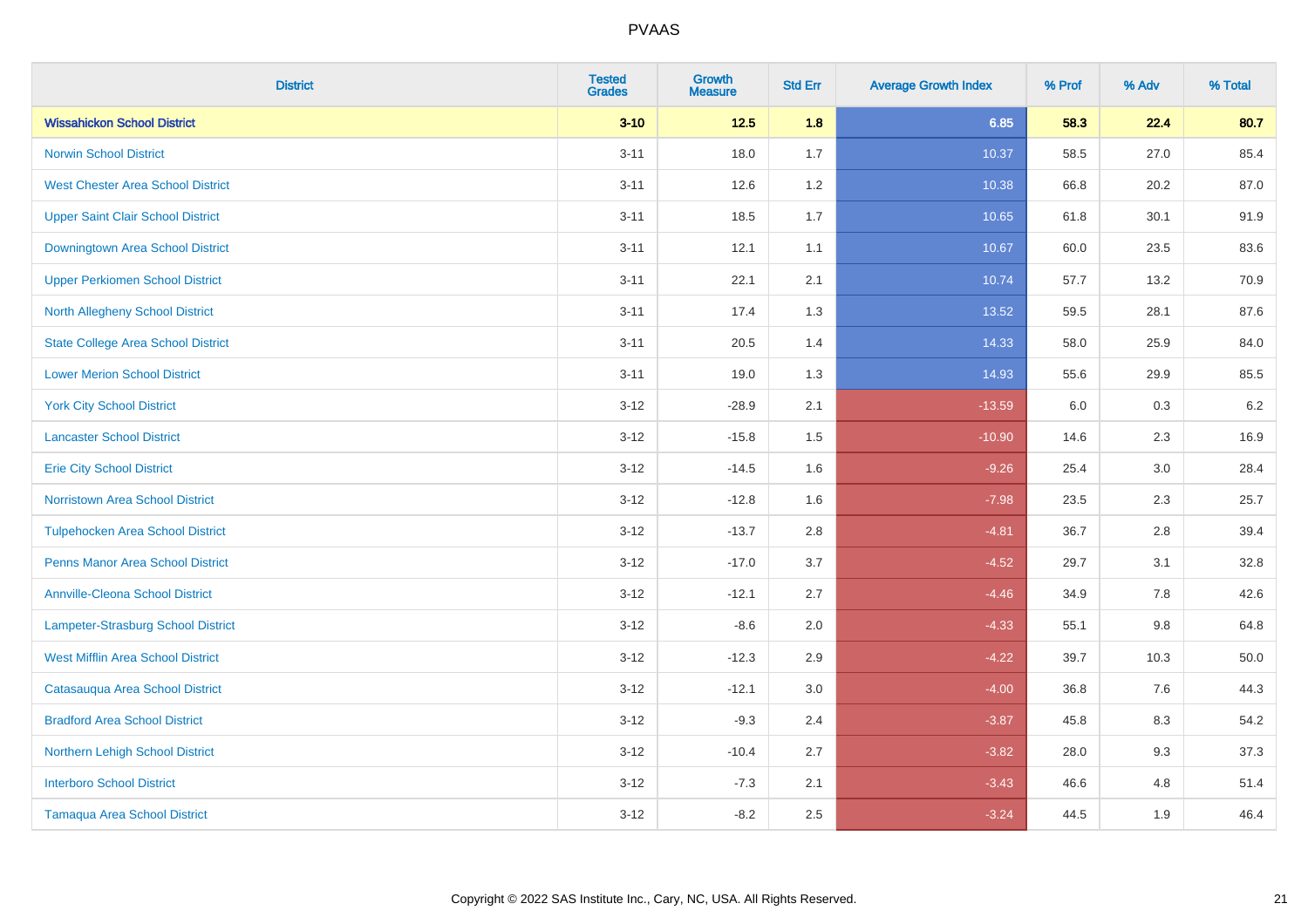| District | Tested Grades | Growth Measure | Std Err | Average Growth Index | % Prof | % Adv | % Total |
|---|---|---|---|---|---|---|---|
| **Wissahickon School District** | **3-10** | **12.5** | **1.8** | **6.85** | **58.3** | **22.4** | **80.7** |
| Norwin School District | 3-11 | 18.0 | 1.7 | 10.37 | 58.5 | 27.0 | 85.4 |
| West Chester Area School District | 3-11 | 12.6 | 1.2 | 10.38 | 66.8 | 20.2 | 87.0 |
| Upper Saint Clair School District | 3-11 | 18.5 | 1.7 | 10.65 | 61.8 | 30.1 | 91.9 |
| Downingtown Area School District | 3-11 | 12.1 | 1.1 | 10.67 | 60.0 | 23.5 | 83.6 |
| Upper Perkiomen School District | 3-11 | 22.1 | 2.1 | 10.74 | 57.7 | 13.2 | 70.9 |
| North Allegheny School District | 3-11 | 17.4 | 1.3 | 13.52 | 59.5 | 28.1 | 87.6 |
| State College Area School District | 3-11 | 20.5 | 1.4 | 14.33 | 58.0 | 25.9 | 84.0 |
| Lower Merion School District | 3-11 | 19.0 | 1.3 | 14.93 | 55.6 | 29.9 | 85.5 |
| York City School District | 3-12 | -28.9 | 2.1 | -13.59 | 6.0 | 0.3 | 6.2 |
| Lancaster School District | 3-12 | -15.8 | 1.5 | -10.90 | 14.6 | 2.3 | 16.9 |
| Erie City School District | 3-12 | -14.5 | 1.6 | -9.26 | 25.4 | 3.0 | 28.4 |
| Norristown Area School District | 3-12 | -12.8 | 1.6 | -7.98 | 23.5 | 2.3 | 25.7 |
| Tulpehocken Area School District | 3-12 | -13.7 | 2.8 | -4.81 | 36.7 | 2.8 | 39.4 |
| Penns Manor Area School District | 3-12 | -17.0 | 3.7 | -4.52 | 29.7 | 3.1 | 32.8 |
| Annville-Cleona School District | 3-12 | -12.1 | 2.7 | -4.46 | 34.9 | 7.8 | 42.6 |
| Lampeter-Strasburg School District | 3-12 | -8.6 | 2.0 | -4.33 | 55.1 | 9.8 | 64.8 |
| West Mifflin Area School District | 3-12 | -12.3 | 2.9 | -4.22 | 39.7 | 10.3 | 50.0 |
| Catasauqua Area School District | 3-12 | -12.1 | 3.0 | -4.00 | 36.8 | 7.6 | 44.3 |
| Bradford Area School District | 3-12 | -9.3 | 2.4 | -3.87 | 45.8 | 8.3 | 54.2 |
| Northern Lehigh School District | 3-12 | -10.4 | 2.7 | -3.82 | 28.0 | 9.3 | 37.3 |
| Interboro School District | 3-12 | -7.3 | 2.1 | -3.43 | 46.6 | 4.8 | 51.4 |
| Tamaqua Area School District | 3-12 | -8.2 | 2.5 | -3.24 | 44.5 | 1.9 | 46.4 |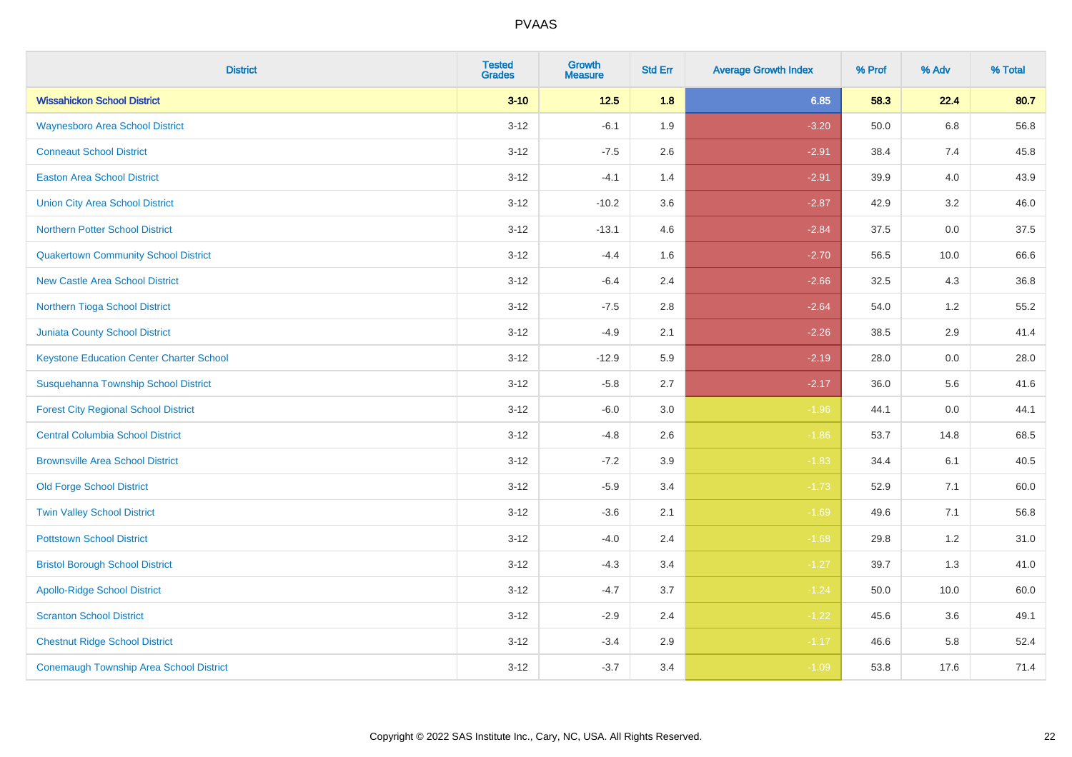# PVAAS

| District | Tested Grades | Growth Measure | Std Err | Average Growth Index | % Prof | % Adv | % Total |
|---|---|---|---|---|---|---|---|
| **Wissahickon School District** | **3-10** | **12.5** | **1.8** | **6.85** | **58.3** | **22.4** | **80.7** |
| Waynesboro Area School District | 3-12 | -6.1 | 1.9 | -3.20 | 50.0 | 6.8 | 56.8 |
| Conneaut School District | 3-12 | -7.5 | 2.6 | -2.91 | 38.4 | 7.4 | 45.8 |
| Easton Area School District | 3-12 | -4.1 | 1.4 | -2.91 | 39.9 | 4.0 | 43.9 |
| Union City Area School District | 3-12 | -10.2 | 3.6 | -2.87 | 42.9 | 3.2 | 46.0 |
| Northern Potter School District | 3-12 | -13.1 | 4.6 | -2.84 | 37.5 | 0.0 | 37.5 |
| Quakertown Community School District | 3-12 | -4.4 | 1.6 | -2.70 | 56.5 | 10.0 | 66.6 |
| New Castle Area School District | 3-12 | -6.4 | 2.4 | -2.66 | 32.5 | 4.3 | 36.8 |
| Northern Tioga School District | 3-12 | -7.5 | 2.8 | -2.64 | 54.0 | 1.2 | 55.2 |
| Juniata County School District | 3-12 | -4.9 | 2.1 | -2.26 | 38.5 | 2.9 | 41.4 |
| Keystone Education Center Charter School | 3-12 | -12.9 | 5.9 | -2.19 | 28.0 | 0.0 | 28.0 |
| Susquehanna Township School District | 3-12 | -5.8 | 2.7 | -2.17 | 36.0 | 5.6 | 41.6 |
| Forest City Regional School District | 3-12 | -6.0 | 3.0 | -1.96 | 44.1 | 0.0 | 44.1 |
| Central Columbia School District | 3-12 | -4.8 | 2.6 | -1.86 | 53.7 | 14.8 | 68.5 |
| Brownsville Area School District | 3-12 | -7.2 | 3.9 | -1.83 | 34.4 | 6.1 | 40.5 |
| Old Forge School District | 3-12 | -5.9 | 3.4 | -1.73 | 52.9 | 7.1 | 60.0 |
| Twin Valley School District | 3-12 | -3.6 | 2.1 | -1.69 | 49.6 | 7.1 | 56.8 |
| Pottstown School District | 3-12 | -4.0 | 2.4 | -1.68 | 29.8 | 1.2 | 31.0 |
| Bristol Borough School District | 3-12 | -4.3 | 3.4 | -1.27 | 39.7 | 1.3 | 41.0 |
| Apollo-Ridge School District | 3-12 | -4.7 | 3.7 | -1.24 | 50.0 | 10.0 | 60.0 |
| Scranton School District | 3-12 | -2.9 | 2.4 | -1.22 | 45.6 | 3.6 | 49.1 |
| Chestnut Ridge School District | 3-12 | -3.4 | 2.9 | -1.17 | 46.6 | 5.8 | 52.4 |
| Conemaugh Township Area School District | 3-12 | -3.7 | 3.4 | -1.09 | 53.8 | 17.6 | 71.4 |

Copyright © 2022 SAS Institute Inc., Cary, NC, USA. All Rights Reserved.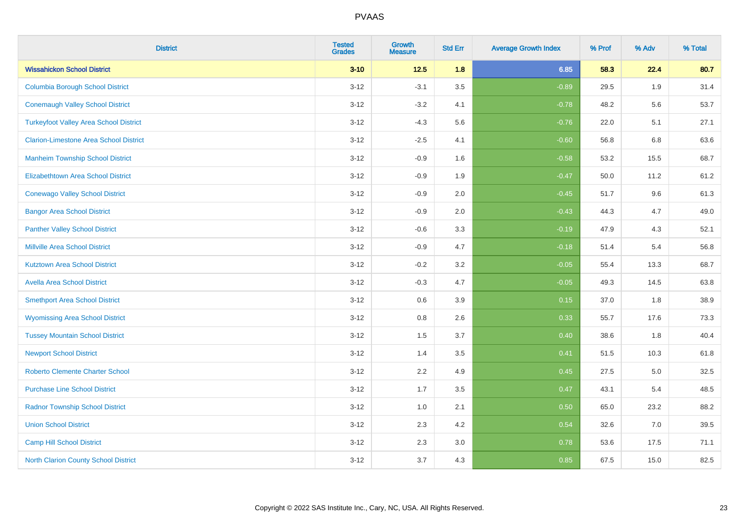| District | Tested Grades | Growth Measure | Std Err | Average Growth Index | % Prof | % Adv | % Total |
|---|---|---|---|---|---|---|---|
| **Wissahickon School District** | **3-10** | **12.5** | **1.8** | **6.85** | **58.3** | **22.4** | **80.7** |
| Columbia Borough School District | 3-12 | -3.1 | 3.5 | -0.89 | 29.5 | 1.9 | 31.4 |
| Conemaugh Valley School District | 3-12 | -3.2 | 4.1 | -0.78 | 48.2 | 5.6 | 53.7 |
| Turkeyfoot Valley Area School District | 3-12 | -4.3 | 5.6 | -0.76 | 22.0 | 5.1 | 27.1 |
| Clarion-Limestone Area School District | 3-12 | -2.5 | 4.1 | -0.60 | 56.8 | 6.8 | 63.6 |
| Manheim Township School District | 3-12 | -0.9 | 1.6 | -0.58 | 53.2 | 15.5 | 68.7 |
| Elizabethtown Area School District | 3-12 | -0.9 | 1.9 | -0.47 | 50.0 | 11.2 | 61.2 |
| Conewago Valley School District | 3-12 | -0.9 | 2.0 | -0.45 | 51.7 | 9.6 | 61.3 |
| Bangor Area School District | 3-12 | -0.9 | 2.0 | -0.43 | 44.3 | 4.7 | 49.0 |
| Panther Valley School District | 3-12 | -0.6 | 3.3 | -0.19 | 47.9 | 4.3 | 52.1 |
| Millville Area School District | 3-12 | -0.9 | 4.7 | -0.18 | 51.4 | 5.4 | 56.8 |
| Kutztown Area School District | 3-12 | -0.2 | 3.2 | -0.05 | 55.4 | 13.3 | 68.7 |
| Avella Area School District | 3-12 | -0.3 | 4.7 | -0.05 | 49.3 | 14.5 | 63.8 |
| Smethport Area School District | 3-12 | 0.6 | 3.9 | 0.15 | 37.0 | 1.8 | 38.9 |
| Wyomissing Area School District | 3-12 | 0.8 | 2.6 | 0.33 | 55.7 | 17.6 | 73.3 |
| Tussey Mountain School District | 3-12 | 1.5 | 3.7 | 0.40 | 38.6 | 1.8 | 40.4 |
| Newport School District | 3-12 | 1.4 | 3.5 | 0.41 | 51.5 | 10.3 | 61.8 |
| Roberto Clemente Charter School | 3-12 | 2.2 | 4.9 | 0.45 | 27.5 | 5.0 | 32.5 |
| Purchase Line School District | 3-12 | 1.7 | 3.5 | 0.47 | 43.1 | 5.4 | 48.5 |
| Radnor Township School District | 3-12 | 1.0 | 2.1 | 0.50 | 65.0 | 23.2 | 88.2 |
| Union School District | 3-12 | 2.3 | 4.2 | 0.54 | 32.6 | 7.0 | 39.5 |
| Camp Hill School District | 3-12 | 2.3 | 3.0 | 0.78 | 53.6 | 17.5 | 71.1 |
| North Clarion County School District | 3-12 | 3.7 | 4.3 | 0.85 | 67.5 | 15.0 | 82.5 |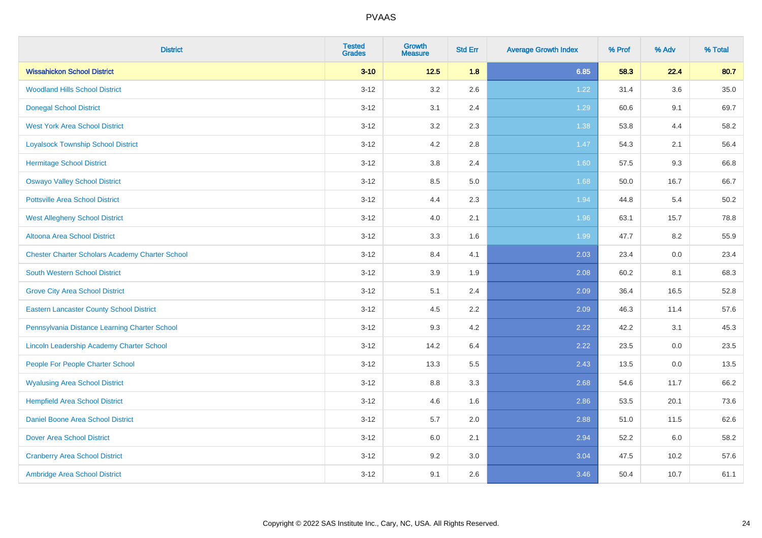| District | Tested Grades | Growth Measure | Std Err | Average Growth Index | % Prof | % Adv | % Total |
|---|---|---|---|---|---|---|---|
| **Wissahickon School District** | **3-10** | **12.5** | **1.8** | **6.85** | **58.3** | **22.4** | **80.7** |
| Woodland Hills School District | 3-12 | 3.2 | 2.6 | 1.22 | 31.4 | 3.6 | 35.0 |
| Donegal School District | 3-12 | 3.1 | 2.4 | 1.29 | 60.6 | 9.1 | 69.7 |
| West York Area School District | 3-12 | 3.2 | 2.3 | 1.38 | 53.8 | 4.4 | 58.2 |
| Loyalsock Township School District | 3-12 | 4.2 | 2.8 | 1.47 | 54.3 | 2.1 | 56.4 |
| Hermitage School District | 3-12 | 3.8 | 2.4 | 1.60 | 57.5 | 9.3 | 66.8 |
| Oswayo Valley School District | 3-12 | 8.5 | 5.0 | 1.68 | 50.0 | 16.7 | 66.7 |
| Pottsville Area School District | 3-12 | 4.4 | 2.3 | 1.94 | 44.8 | 5.4 | 50.2 |
| West Allegheny School District | 3-12 | 4.0 | 2.1 | 1.96 | 63.1 | 15.7 | 78.8 |
| Altoona Area School District | 3-12 | 3.3 | 1.6 | 1.99 | 47.7 | 8.2 | 55.9 |
| Chester Charter Scholars Academy Charter School | 3-12 | 8.4 | 4.1 | 2.03 | 23.4 | 0.0 | 23.4 |
| South Western School District | 3-12 | 3.9 | 1.9 | 2.08 | 60.2 | 8.1 | 68.3 |
| Grove City Area School District | 3-12 | 5.1 | 2.4 | 2.09 | 36.4 | 16.5 | 52.8 |
| Eastern Lancaster County School District | 3-12 | 4.5 | 2.2 | 2.09 | 46.3 | 11.4 | 57.6 |
| Pennsylvania Distance Learning Charter School | 3-12 | 9.3 | 4.2 | 2.22 | 42.2 | 3.1 | 45.3 |
| Lincoln Leadership Academy Charter School | 3-12 | 14.2 | 6.4 | 2.22 | 23.5 | 0.0 | 23.5 |
| People For People Charter School | 3-12 | 13.3 | 5.5 | 2.43 | 13.5 | 0.0 | 13.5 |
| Wyalusing Area School District | 3-12 | 8.8 | 3.3 | 2.68 | 54.6 | 11.7 | 66.2 |
| Hempfield Area School District | 3-12 | 4.6 | 1.6 | 2.86 | 53.5 | 20.1 | 73.6 |
| Daniel Boone Area School District | 3-12 | 5.7 | 2.0 | 2.88 | 51.0 | 11.5 | 62.6 |
| Dover Area School District | 3-12 | 6.0 | 2.1 | 2.94 | 52.2 | 6.0 | 58.2 |
| Cranberry Area School District | 3-12 | 9.2 | 3.0 | 3.04 | 47.5 | 10.2 | 57.6 |
| Ambridge Area School District | 3-12 | 9.1 | 2.6 | 3.46 | 50.4 | 10.7 | 61.1 |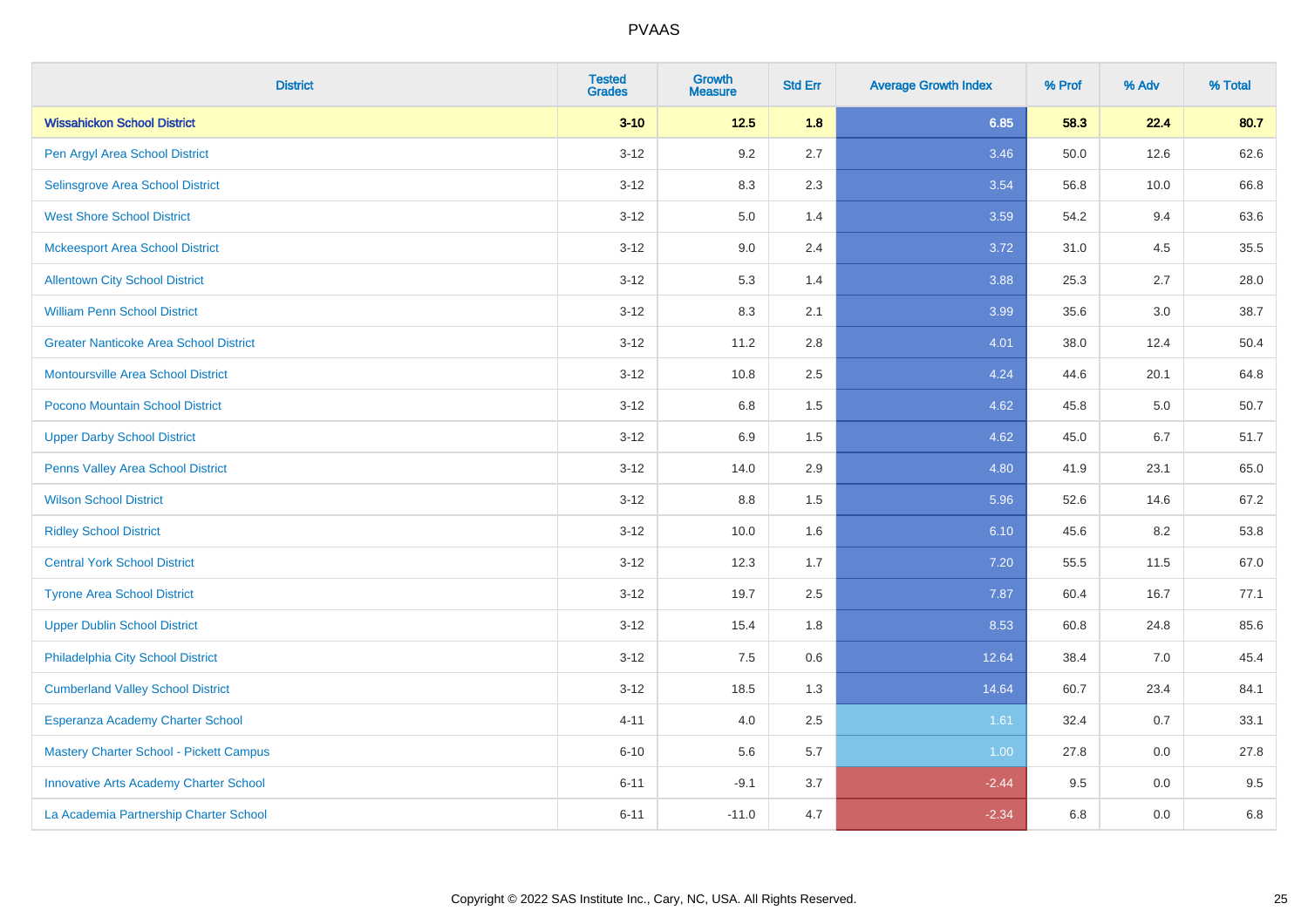| District | Tested Grades | Growth Measure | Std Err | Average Growth Index | % Prof | % Adv | % Total |
|---|---|---|---|---|---|---|---|
| **Wissahickon School District** | **3-10** | **12.5** | **1.8** | **6.85** | **58.3** | **22.4** | **80.7** |
| Pen Argyl Area School District | 3-12 | 9.2 | 2.7 | 3.46 | 50.0 | 12.6 | 62.6 |
| Selinsgrove Area School District | 3-12 | 8.3 | 2.3 | 3.54 | 56.8 | 10.0 | 66.8 |
| West Shore School District | 3-12 | 5.0 | 1.4 | 3.59 | 54.2 | 9.4 | 63.6 |
| Mckeesport Area School District | 3-12 | 9.0 | 2.4 | 3.72 | 31.0 | 4.5 | 35.5 |
| Allentown City School District | 3-12 | 5.3 | 1.4 | 3.88 | 25.3 | 2.7 | 28.0 |
| William Penn School District | 3-12 | 8.3 | 2.1 | 3.99 | 35.6 | 3.0 | 38.7 |
| Greater Nanticoke Area School District | 3-12 | 11.2 | 2.8 | 4.01 | 38.0 | 12.4 | 50.4 |
| Montoursville Area School District | 3-12 | 10.8 | 2.5 | 4.24 | 44.6 | 20.1 | 64.8 |
| Pocono Mountain School District | 3-12 | 6.8 | 1.5 | 4.62 | 45.8 | 5.0 | 50.7 |
| Upper Darby School District | 3-12 | 6.9 | 1.5 | 4.62 | 45.0 | 6.7 | 51.7 |
| Penns Valley Area School District | 3-12 | 14.0 | 2.9 | 4.80 | 41.9 | 23.1 | 65.0 |
| Wilson School District | 3-12 | 8.8 | 1.5 | 5.96 | 52.6 | 14.6 | 67.2 |
| Ridley School District | 3-12 | 10.0 | 1.6 | 6.10 | 45.6 | 8.2 | 53.8 |
| Central York School District | 3-12 | 12.3 | 1.7 | 7.20 | 55.5 | 11.5 | 67.0 |
| Tyrone Area School District | 3-12 | 19.7 | 2.5 | 7.87 | 60.4 | 16.7 | 77.1 |
| Upper Dublin School District | 3-12 | 15.4 | 1.8 | 8.53 | 60.8 | 24.8 | 85.6 |
| Philadelphia City School District | 3-12 | 7.5 | 0.6 | 12.64 | 38.4 | 7.0 | 45.4 |
| Cumberland Valley School District | 3-12 | 18.5 | 1.3 | 14.64 | 60.7 | 23.4 | 84.1 |
| Esperanza Academy Charter School | 4-11 | 4.0 | 2.5 | 1.61 | 32.4 | 0.7 | 33.1 |
| Mastery Charter School - Pickett Campus | 6-10 | 5.6 | 5.7 | 1.00 | 27.8 | 0.0 | 27.8 |
| Innovative Arts Academy Charter School | 6-11 | -9.1 | 3.7 | -2.44 | 9.5 | 0.0 | 9.5 |
| La Academia Partnership Charter School | 6-11 | -11.0 | 4.7 | -2.34 | 6.8 | 0.0 | 6.8 |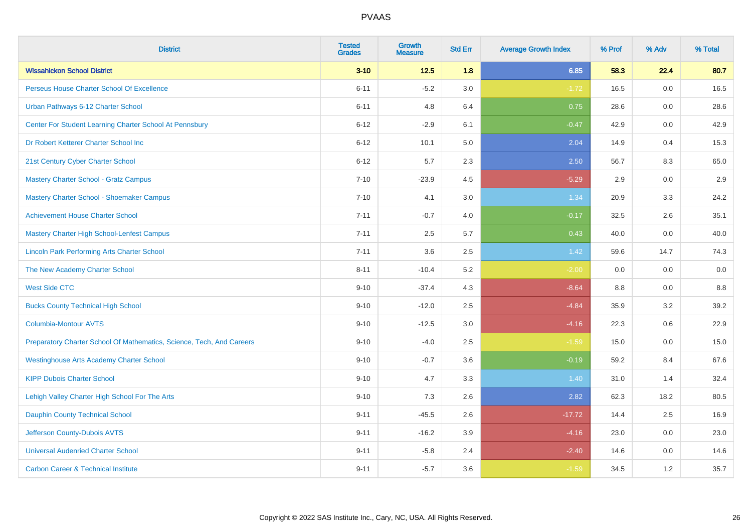| District | Tested Grades | Growth Measure | Std Err | Average Growth Index | % Prof | % Adv | % Total |
|---|---|---|---|---|---|---|---|
| **Wissahickon School District** | **3-10** | **12.5** | **1.8** | **6.85** | **58.3** | **22.4** | **80.7** |
| Perseus House Charter School Of Excellence | 6-11 | -5.2 | 3.0 | -1.72 | 16.5 | 0.0 | 16.5 |
| Urban Pathways 6-12 Charter School | 6-11 | 4.8 | 6.4 | 0.75 | 28.6 | 0.0 | 28.6 |
| Center For Student Learning Charter School At Pennsbury | 6-12 | -2.9 | 6.1 | -0.47 | 42.9 | 0.0 | 42.9 |
| Dr Robert Ketterer Charter School Inc | 6-12 | 10.1 | 5.0 | 2.04 | 14.9 | 0.4 | 15.3 |
| 21st Century Cyber Charter School | 6-12 | 5.7 | 2.3 | 2.50 | 56.7 | 8.3 | 65.0 |
| Mastery Charter School - Gratz Campus | 7-10 | -23.9 | 4.5 | -5.29 | 2.9 | 0.0 | 2.9 |
| Mastery Charter School - Shoemaker Campus | 7-10 | 4.1 | 3.0 | 1.34 | 20.9 | 3.3 | 24.2 |
| Achievement House Charter School | 7-11 | -0.7 | 4.0 | -0.17 | 32.5 | 2.6 | 35.1 |
| Mastery Charter High School-Lenfest Campus | 7-11 | 2.5 | 5.7 | 0.43 | 40.0 | 0.0 | 40.0 |
| Lincoln Park Performing Arts Charter School | 7-11 | 3.6 | 2.5 | 1.42 | 59.6 | 14.7 | 74.3 |
| The New Academy Charter School | 8-11 | -10.4 | 5.2 | -2.00 | 0.0 | 0.0 | 0.0 |
| West Side CTC | 9-10 | -37.4 | 4.3 | -8.64 | 8.8 | 0.0 | 8.8 |
| Bucks County Technical High School | 9-10 | -12.0 | 2.5 | -4.84 | 35.9 | 3.2 | 39.2 |
| Columbia-Montour AVTS | 9-10 | -12.5 | 3.0 | -4.16 | 22.3 | 0.6 | 22.9 |
| Preparatory Charter School Of Mathematics, Science, Tech, And Careers | 9-10 | -4.0 | 2.5 | -1.59 | 15.0 | 0.0 | 15.0 |
| Westinghouse Arts Academy Charter School | 9-10 | -0.7 | 3.6 | -0.19 | 59.2 | 8.4 | 67.6 |
| KIPP Dubois Charter School | 9-10 | 4.7 | 3.3 | 1.40 | 31.0 | 1.4 | 32.4 |
| Lehigh Valley Charter High School For The Arts | 9-10 | 7.3 | 2.6 | 2.82 | 62.3 | 18.2 | 80.5 |
| Dauphin County Technical School | 9-11 | -45.5 | 2.6 | -17.72 | 14.4 | 2.5 | 16.9 |
| Jefferson County-Dubois AVTS | 9-11 | -16.2 | 3.9 | -4.16 | 23.0 | 0.0 | 23.0 |
| Universal Audenried Charter School | 9-11 | -5.8 | 2.4 | -2.40 | 14.6 | 0.0 | 14.6 |
| Carbon Career & Technical Institute | 9-11 | -5.7 | 3.6 | -1.59 | 34.5 | 1.2 | 35.7 |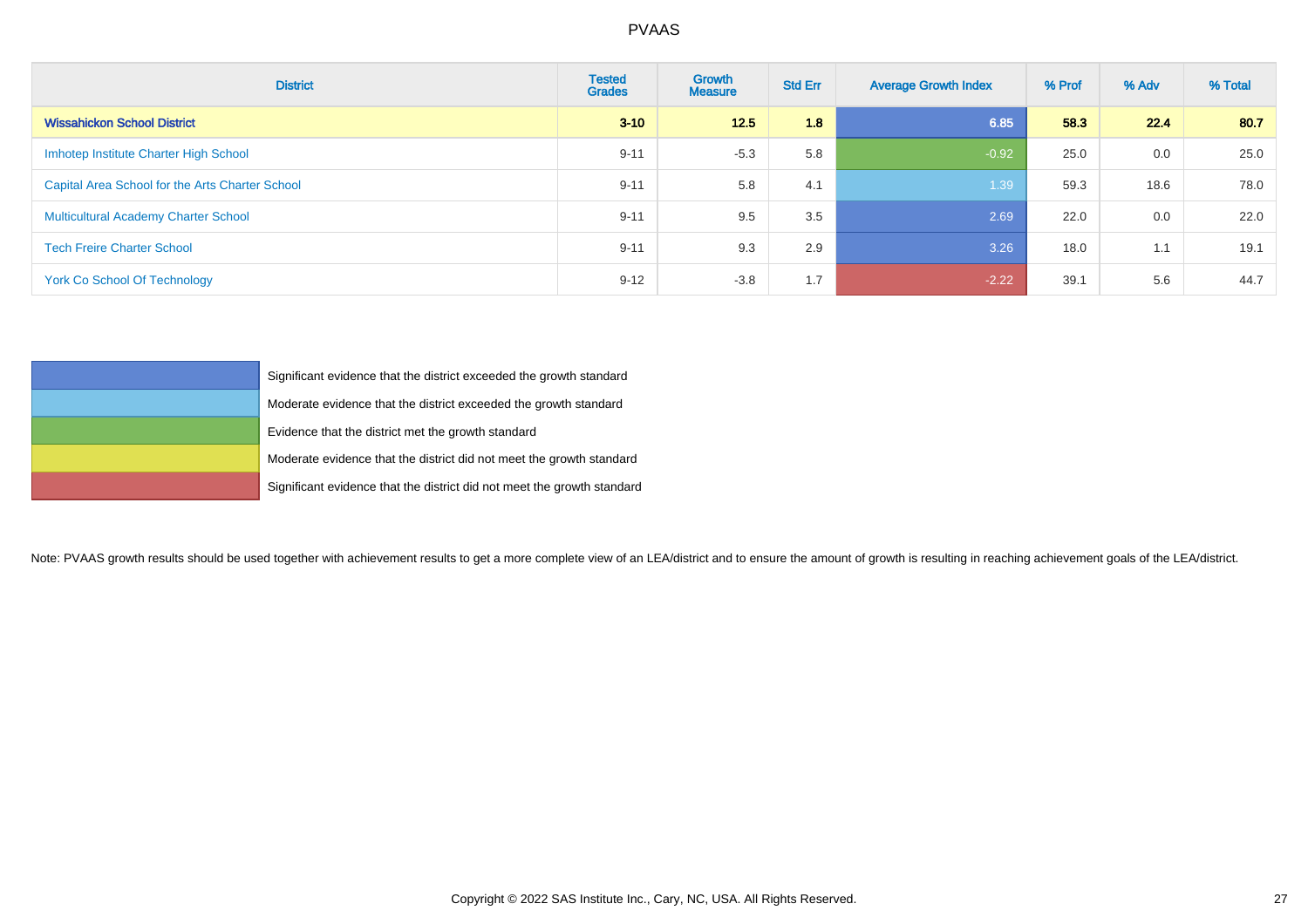# PVAAS

| District | Tested Grades | Growth Measure | Std Err | Average Growth Index | % Prof | % Adv | % Total |
|---|---|---|---|---|---|---|---|
| **Wissahickon School District** | **3-10** | **12.5** | **1.8** | **6.85** | **58.3** | **22.4** | **80.7** |
| Imhotep Institute Charter High School | 9-11 | -5.3 | 5.8 | -0.92 | 25.0 | 0.0 | 25.0 |
| Capital Area School for the Arts Charter School | 9-11 | 5.8 | 4.1 | 1.39 | 59.3 | 18.6 | 78.0 |
| Multicultural Academy Charter School | 9-11 | 9.5 | 3.5 | 2.69 | 22.0 | 0.0 | 22.0 |
| Tech Freire Charter School | 9-11 | 9.3 | 2.9 | 3.26 | 18.0 | 1.1 | 19.1 |
| York Co School Of Technology | 9-12 | -3.8 | 1.7 | -2.22 | 39.1 | 5.6 | 44.7 |

- Significant evidence that the district exceeded the growth standard
- Moderate evidence that the district exceeded the growth standard
- Evidence that the district met the growth standard
- Moderate evidence that the district did not meet the growth standard
- Significant evidence that the district did not meet the growth standard

Note: PVAAS growth results should be used together with achievement results to get a more complete view of an LEA/district and to ensure the amount of growth is resulting in reaching achievement goals of the LEA/district.

Copyright © 2022 SAS Institute Inc., Cary, NC, USA. All Rights Reserved.